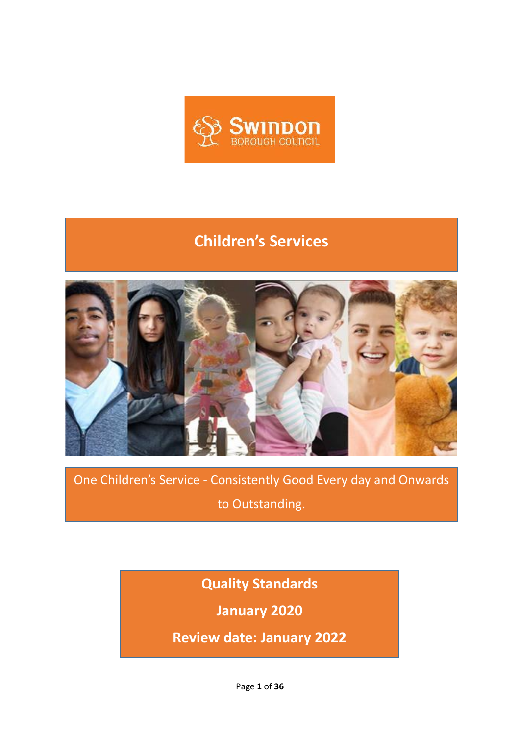Swindon Borough Council

# Children's Services

One Children's Service - Consistently Good Every day and Onwards to Outstanding.

## Quality Standards

## January 2020

## Review date: January 2022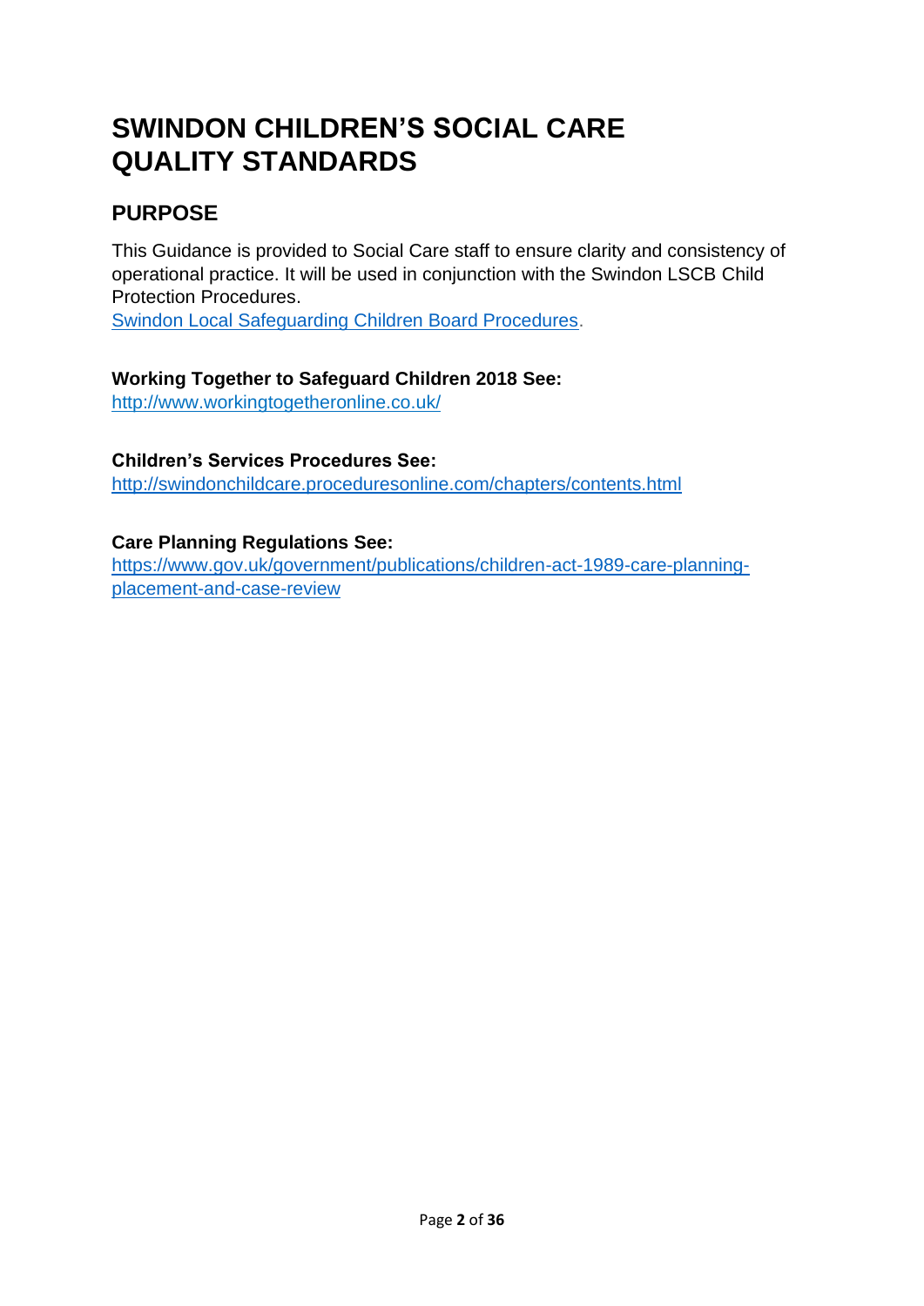# SWINDON CHILDREN'S SOCIAL CARE QUALITY STANDARDS

## PURPOSE

This Guidance is provided to Social Care staff to ensure clarity and consistency of operational practice. It will be used in conjunction with the Swindon LSCB Child Protection Procedures.
[Swindon Local Safeguarding Children Board Procedures](Swindon Local Safeguarding Children Board Procedures).

**Working Together to Safeguard Children 2018 See:**
[http://www.workingtogetheronline.co.uk/](http://www.workingtogetheronline.co.uk/)

**Children's Services Procedures See:**
[http://swindonchildcare.proceduresonline.com/chapters/contents.html](http://swindonchildcare.proceduresonline.com/chapters/contents.html)

**Care Planning Regulations See:**
[https://www.gov.uk/government/publications/children-act-1989-care-planning-placement-and-case-review](https://www.gov.uk/government/publications/children-act-1989-care-planning-placement-and-case-review)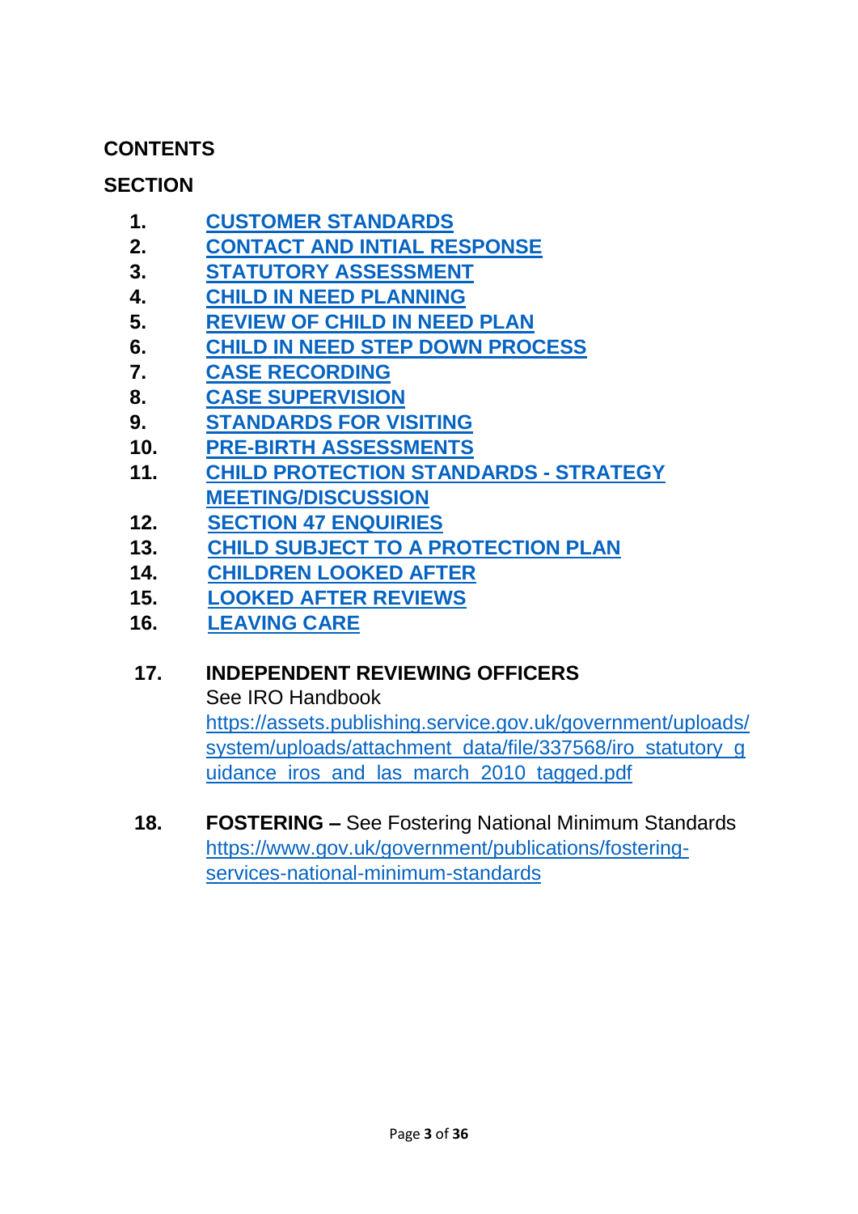## CONTENTS

### SECTION

1. CUSTOMER STANDARDS
2. CONTACT AND INTIAL RESPONSE
3. STATUTORY ASSESSMENT
4. CHILD IN NEED PLANNING
5. REVIEW OF CHILD IN NEED PLAN
6. CHILD IN NEED STEP DOWN PROCESS
7. CASE RECORDING
8. CASE SUPERVISION
9. STANDARDS FOR VISITING
10. PRE-BIRTH ASSESSMENTS
11. CHILD PROTECTION STANDARDS - STRATEGY MEETING/DISCUSSION
12. SECTION 47 ENQUIRIES
13. CHILD SUBJECT TO A PROTECTION PLAN
14. CHILDREN LOOKED AFTER
15. LOOKED AFTER REVIEWS
16. LEAVING CARE
17. **INDEPENDENT REVIEWING OFFICERS**
    See IRO Handbook
    https://assets.publishing.service.gov.uk/government/uploads/system/uploads/attachment_data/file/337568/iro_statutory_guidance_iros_and_las_march_2010_tagged.pdf
18. **FOSTERING –** See Fostering National Minimum Standards
    https://www.gov.uk/government/publications/fostering-services-national-minimum-standards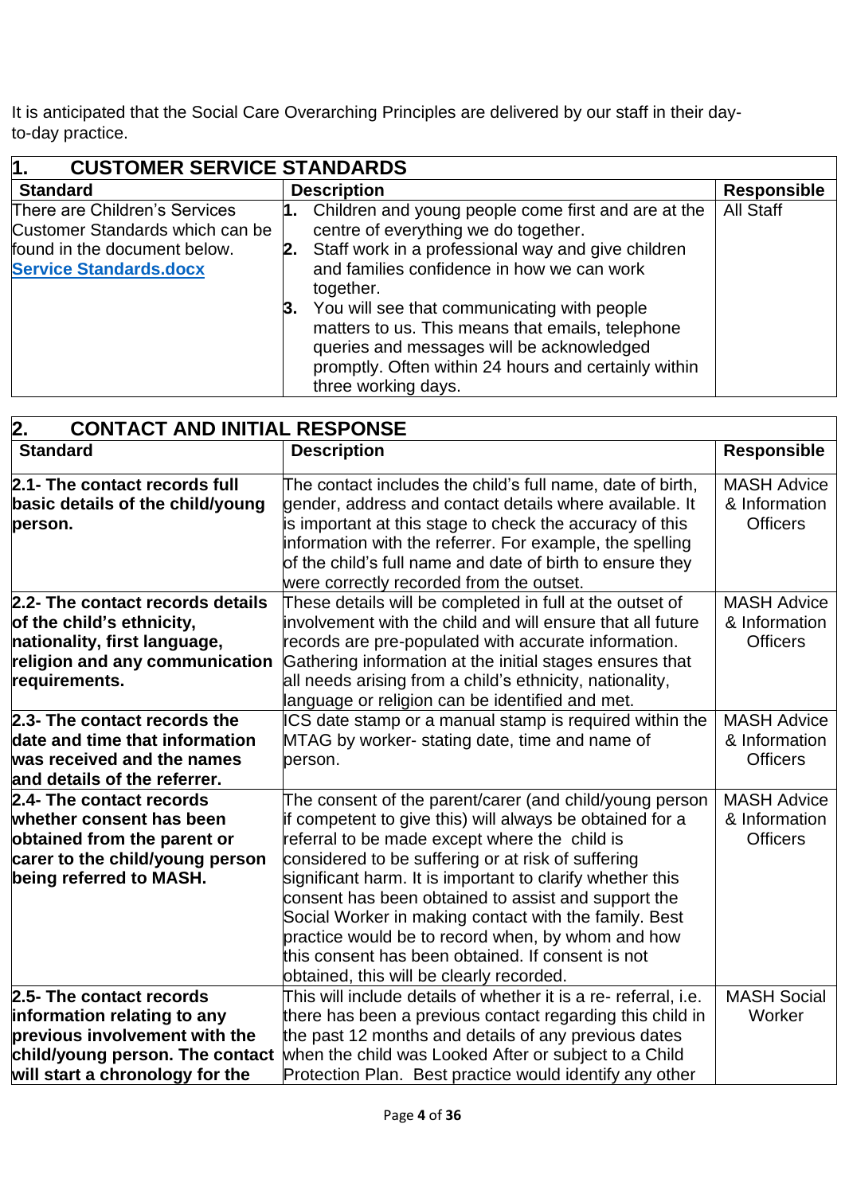It is anticipated that the Social Care Overarching Principles are delivered by our staff in their day-to-day practice.

| **1. CUSTOMER SERVICE STANDARDS** | | |
|---|---|---|
| **Standard** | **Description** | **Responsible** |
| There are Children's Services Customer Standards which can be found in the document below. **Service Standards.docx** | **1.** Children and young people come first and are at the centre of everything we do together. **2.** Staff work in a professional way and give children and families confidence in how we can work together. **3.** You will see that communicating with people matters to us. This means that emails, telephone queries and messages will be acknowledged promptly. Often within 24 hours and certainly within three working days. | All Staff |

| **2. CONTACT AND INITIAL RESPONSE** | | |
|---|---|---|
| **Standard** | **Description** | **Responsible** |
| **2.1- The contact records full basic details of the child/young person.** | The contact includes the child's full name, date of birth, gender, address and contact details where available. It is important at this stage to check the accuracy of this information with the referrer. For example, the spelling of the child's full name and date of birth to ensure they were correctly recorded from the outset. | MASH Advice & Information Officers |
| **2.2- The contact records details of the child's ethnicity, nationality, first language, religion and any communication requirements.** | These details will be completed in full at the outset of involvement with the child and will ensure that all future records are pre-populated with accurate information. Gathering information at the initial stages ensures that all needs arising from a child's ethnicity, nationality, language or religion can be identified and met. | MASH Advice & Information Officers |
| **2.3- The contact records the date and time that information was received and the names and details of the referrer.** | ICS date stamp or a manual stamp is required within the MTAG by worker- stating date, time and name of person. | MASH Advice & Information Officers |
| **2.4- The contact records whether consent has been obtained from the parent or carer to the child/young person being referred to MASH.** | The consent of the parent/carer (and child/young person if competent to give this) will always be obtained for a referral to be made except where the child is considered to be suffering or at risk of suffering significant harm. It is important to clarify whether this consent has been obtained to assist and support the Social Worker in making contact with the family. Best practice would be to record when, by whom and how this consent has been obtained. If consent is not obtained, this will be clearly recorded. | MASH Advice & Information Officers |
| **2.5- The contact records information relating to any previous involvement with the child/young person. The contact will start a chronology for the** | This will include details of whether it is a re- referral, i.e. there has been a previous contact regarding this child in the past 12 months and details of any previous dates when the child was Looked After or subject to a Child Protection Plan. Best practice would identify any other | MASH Social Worker |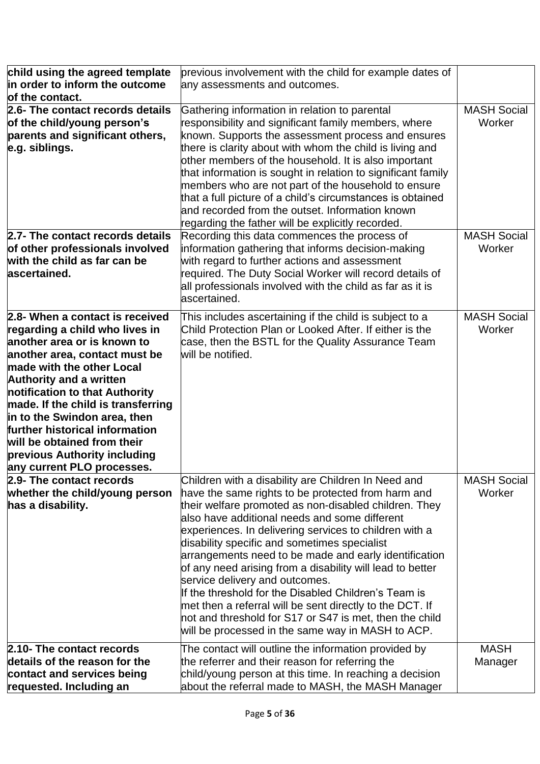| | | |
|---|---|---|
| **child using the agreed template in order to inform the outcome of the contact.** | previous involvement with the child for example dates of any assessments and outcomes. | |
| **2.6- The contact records details of the child/young person's parents and significant others, e.g. siblings.** | Gathering information in relation to parental responsibility and significant family members, where known. Supports the assessment process and ensures there is clarity about with whom the child is living and other members of the household. It is also important that information is sought in relation to significant family members who are not part of the household to ensure that a full picture of a child's circumstances is obtained and recorded from the outset. Information known regarding the father will be explicitly recorded. | MASH Social Worker |
| **2.7- The contact records details of other professionals involved with the child as far can be ascertained.** | Recording this data commences the process of information gathering that informs decision-making with regard to further actions and assessment required. The Duty Social Worker will record details of all professionals involved with the child as far as it is ascertained. | MASH Social Worker |
| **2.8- When a contact is received regarding a child who lives in another area or is known to another area, contact must be made with the other Local Authority and a written notification to that Authority made. If the child is transferring in to the Swindon area, then further historical information will be obtained from their previous Authority including any current PLO processes.** | This includes ascertaining if the child is subject to a Child Protection Plan or Looked After. If either is the case, then the BSTL for the Quality Assurance Team will be notified. | MASH Social Worker |
| **2.9- The contact records whether the child/young person has a disability.** | Children with a disability are Children In Need and have the same rights to be protected from harm and their welfare promoted as non-disabled children. They also have additional needs and some different experiences. In delivering services to children with a disability specific and sometimes specialist arrangements need to be made and early identification of any need arising from a disability will lead to better service delivery and outcomes.<br>If the threshold for the Disabled Children's Team is met then a referral will be sent directly to the DCT. If not and threshold for S17 or S47 is met, then the child will be processed in the same way in MASH to ACP. | MASH Social Worker |
| **2.10- The contact records details of the reason for the contact and services being requested. Including an** | The contact will outline the information provided by the referrer and their reason for referring the child/young person at this time. In reaching a decision about the referral made to MASH, the MASH Manager | MASH Manager |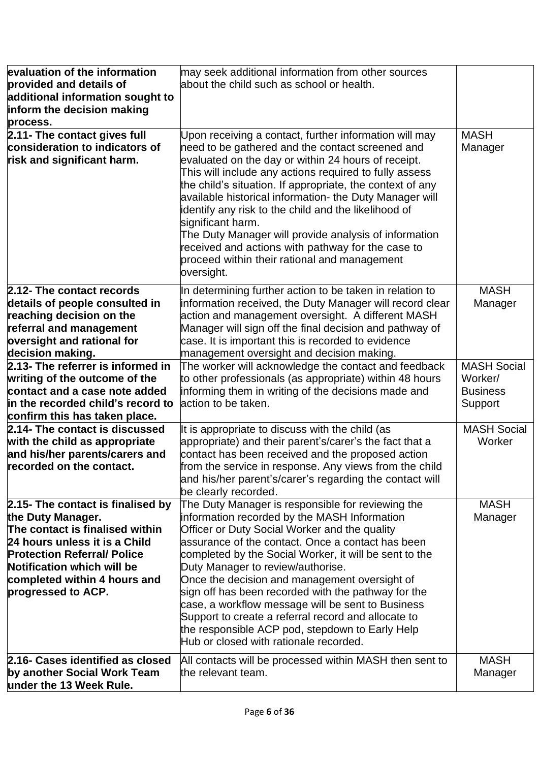| | | |
|---|---|---|
| **evaluation of the information provided and details of additional information sought to inform the decision making process.** | may seek additional information from other sources about the child such as school or health. | |
| **2.11- The contact gives full consideration to indicators of risk and significant harm.** | Upon receiving a contact, further information will may need to be gathered and the contact screened and evaluated on the day or within 24 hours of receipt. This will include any actions required to fully assess the child's situation. If appropriate, the context of any available historical information- the Duty Manager will identify any risk to the child and the likelihood of significant harm.<br>The Duty Manager will provide analysis of information received and actions with pathway for the case to proceed within their rational and management oversight. | MASH Manager |
| **2.12- The contact records details of people consulted in reaching decision on the referral and management oversight and rational for decision making.** | In determining further action to be taken in relation to information received, the Duty Manager will record clear action and management oversight. A different MASH Manager will sign off the final decision and pathway of case. It is important this is recorded to evidence management oversight and decision making. | MASH Manager |
| **2.13- The referrer is informed in writing of the outcome of the contact and a case note added in the recorded child's record to confirm this has taken place.** | The worker will acknowledge the contact and feedback to other professionals (as appropriate) within 48 hours informing them in writing of the decisions made and action to be taken. | MASH Social Worker/ Business Support |
| **2.14- The contact is discussed with the child as appropriate and his/her parents/carers and recorded on the contact.** | It is appropriate to discuss with the child (as appropriate) and their parent's/carer's the fact that a contact has been received and the proposed action from the service in response. Any views from the child and his/her parent's/carer's regarding the contact will be clearly recorded. | MASH Social Worker |
| **2.15- The contact is finalised by the Duty Manager.<br>The contact is finalised within 24 hours unless it is a Child Protection Referral/ Police Notification which will be completed within 4 hours and progressed to ACP.** | The Duty Manager is responsible for reviewing the information recorded by the MASH Information Officer or Duty Social Worker and the quality assurance of the contact. Once a contact has been completed by the Social Worker, it will be sent to the Duty Manager to review/authorise.<br>Once the decision and management oversight of sign off has been recorded with the pathway for the case, a workflow message will be sent to Business Support to create a referral record and allocate to the responsible ACP pod, stepdown to Early Help Hub or closed with rationale recorded. | MASH Manager |
| **2.16- Cases identified as closed by another Social Work Team under the 13 Week Rule.** | All contacts will be processed within MASH then sent to the relevant team. | MASH Manager |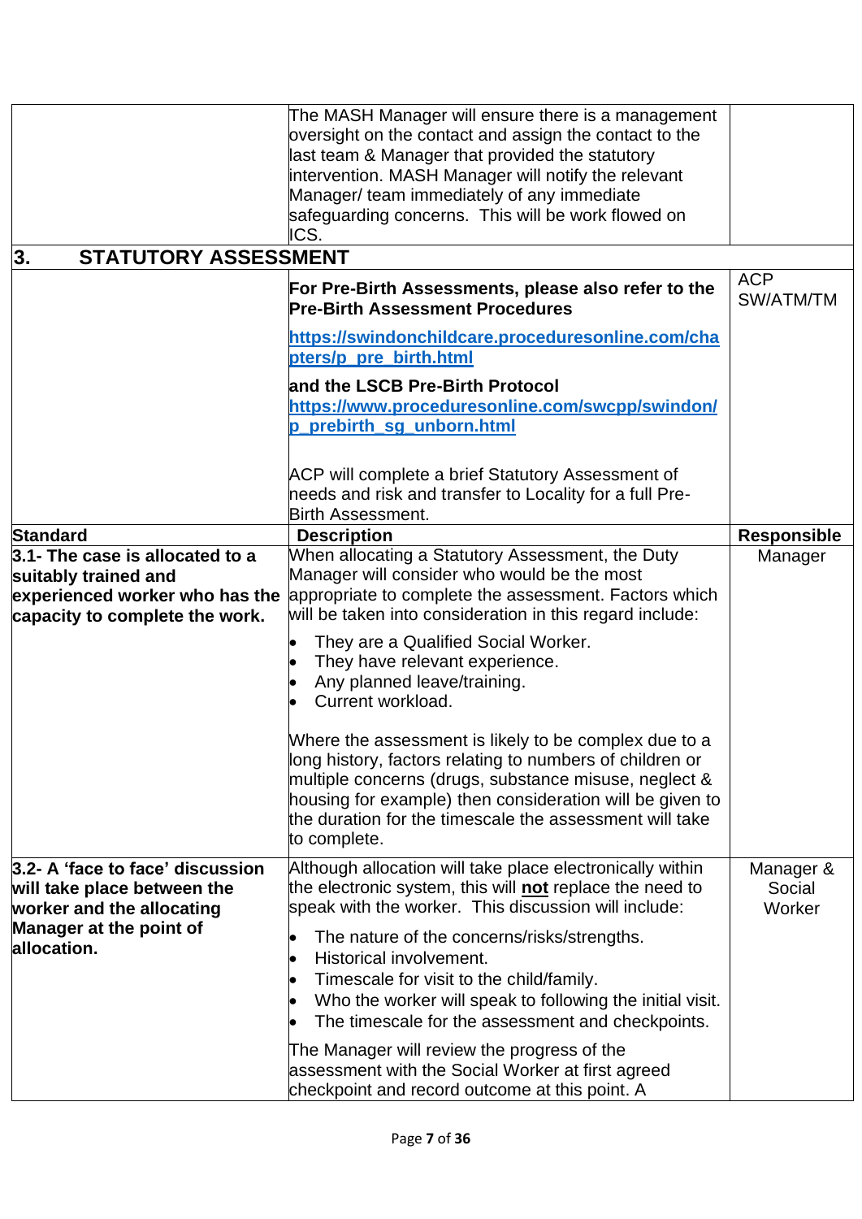| | | |
|---|---|---|
| | The MASH Manager will ensure there is a management oversight on the contact and assign the contact to the last team & Manager that provided the statutory intervention. MASH Manager will notify the relevant Manager/ team immediately of any immediate safeguarding concerns. This will be work flowed on ICS. | |

## 3. STATUTORY ASSESSMENT

| | | |
|---|---|---|
| | **For Pre-Birth Assessments, please also refer to the Pre-Birth Assessment Procedures** **https://swindonchildcare.proceduresonline.com/chapters/p_pre_birth.html** **and the LSCB Pre-Birth Protocol** **https://www.proceduresonline.com/swcpp/swindon/p_prebirth_sg_unborn.html** ACP will complete a brief Statutory Assessment of needs and risk and transfer to Locality for a full Pre-Birth Assessment. | ACP SW/ATM/TM |
| **Standard** | **Description** | **Responsible** |
| **3.1- The case is allocated to a suitably trained and experienced worker who has the capacity to complete the work.** | When allocating a Statutory Assessment, the Duty Manager will consider who would be the most appropriate to complete the assessment. Factors which will be taken into consideration in this regard include: <ul><li>They are a Qualified Social Worker.</li><li>They have relevant experience.</li><li>Any planned leave/training.</li><li>Current workload.</li></ul> Where the assessment is likely to be complex due to a long history, factors relating to numbers of children or multiple concerns (drugs, substance misuse, neglect & housing for example) then consideration will be given to the duration for the timescale the assessment will take to complete. | Manager |
| **3.2- A 'face to face' discussion will take place between the worker and the allocating Manager at the point of allocation.** | Although allocation will take place electronically within the electronic system, this will **not** replace the need to speak with the worker. This discussion will include: <ul><li>The nature of the concerns/risks/strengths.</li><li>Historical involvement.</li><li>Timescale for visit to the child/family.</li><li>Who the worker will speak to following the initial visit.</li><li>The timescale for the assessment and checkpoints.</li></ul> The Manager will review the progress of the assessment with the Social Worker at first agreed checkpoint and record outcome at this point. A | Manager & Social Worker |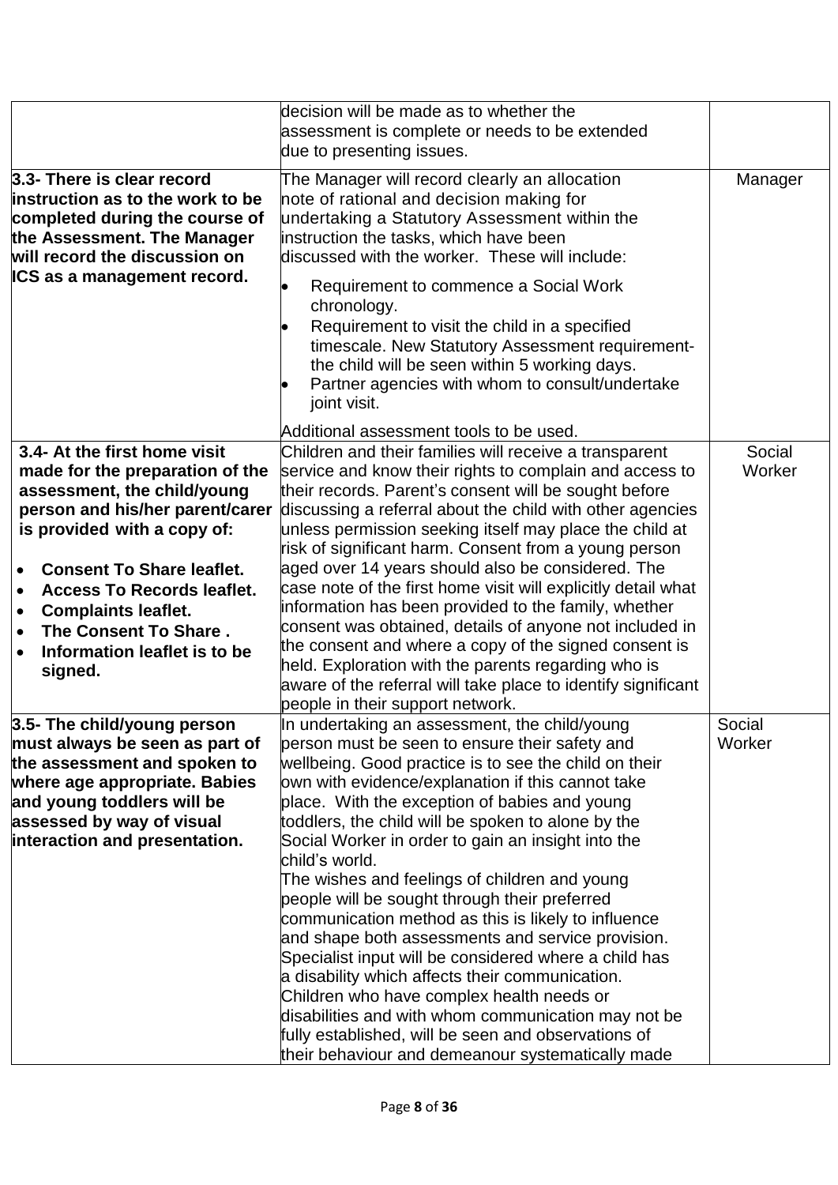| | | |
|---|---|---|
| | decision will be made as to whether the assessment is complete or needs to be extended due to presenting issues. | |
| **3.3- There is clear record instruction as to the work to be completed during the course of the Assessment. The Manager will record the discussion on ICS as a management record.** | The Manager will record clearly an allocation note of rational and decision making for undertaking a Statutory Assessment within the instruction the tasks, which have been discussed with the worker. These will include:<br>• Requirement to commence a Social Work chronology.<br>• Requirement to visit the child in a specified timescale. New Statutory Assessment requirement- the child will be seen within 5 working days.<br>• Partner agencies with whom to consult/undertake joint visit.<br><br>Additional assessment tools to be used. | Manager |
| **3.4- At the first home visit made for the preparation of the assessment, the child/young person and his/her parent/carer is provided with a copy of:**<br>• **Consent To Share leaflet.**<br>• **Access To Records leaflet.**<br>• **Complaints leaflet.**<br>• **The Consent To Share .**<br>• **Information leaflet is to be signed.** | Children and their families will receive a transparent service and know their rights to complain and access to their records. Parent's consent will be sought before discussing a referral about the child with other agencies unless permission seeking itself may place the child at risk of significant harm. Consent from a young person aged over 14 years should also be considered. The case note of the first home visit will explicitly detail what information has been provided to the family, whether consent was obtained, details of anyone not included in the consent and where a copy of the signed consent is held. Exploration with the parents regarding who is aware of the referral will take place to identify significant people in their support network. | Social Worker |
| **3.5- The child/young person must always be seen as part of the assessment and spoken to where age appropriate. Babies and young toddlers will be assessed by way of visual interaction and presentation.** | In undertaking an assessment, the child/young person must be seen to ensure their safety and wellbeing. Good practice is to see the child on their own with evidence/explanation if this cannot take place. With the exception of babies and young toddlers, the child will be spoken to alone by the Social Worker in order to gain an insight into the child's world.<br>The wishes and feelings of children and young people will be sought through their preferred communication method as this is likely to influence and shape both assessments and service provision. Specialist input will be considered where a child has a disability which affects their communication. Children who have complex health needs or disabilities and with whom communication may not be fully established, will be seen and observations of their behaviour and demeanour systematically made | Social Worker |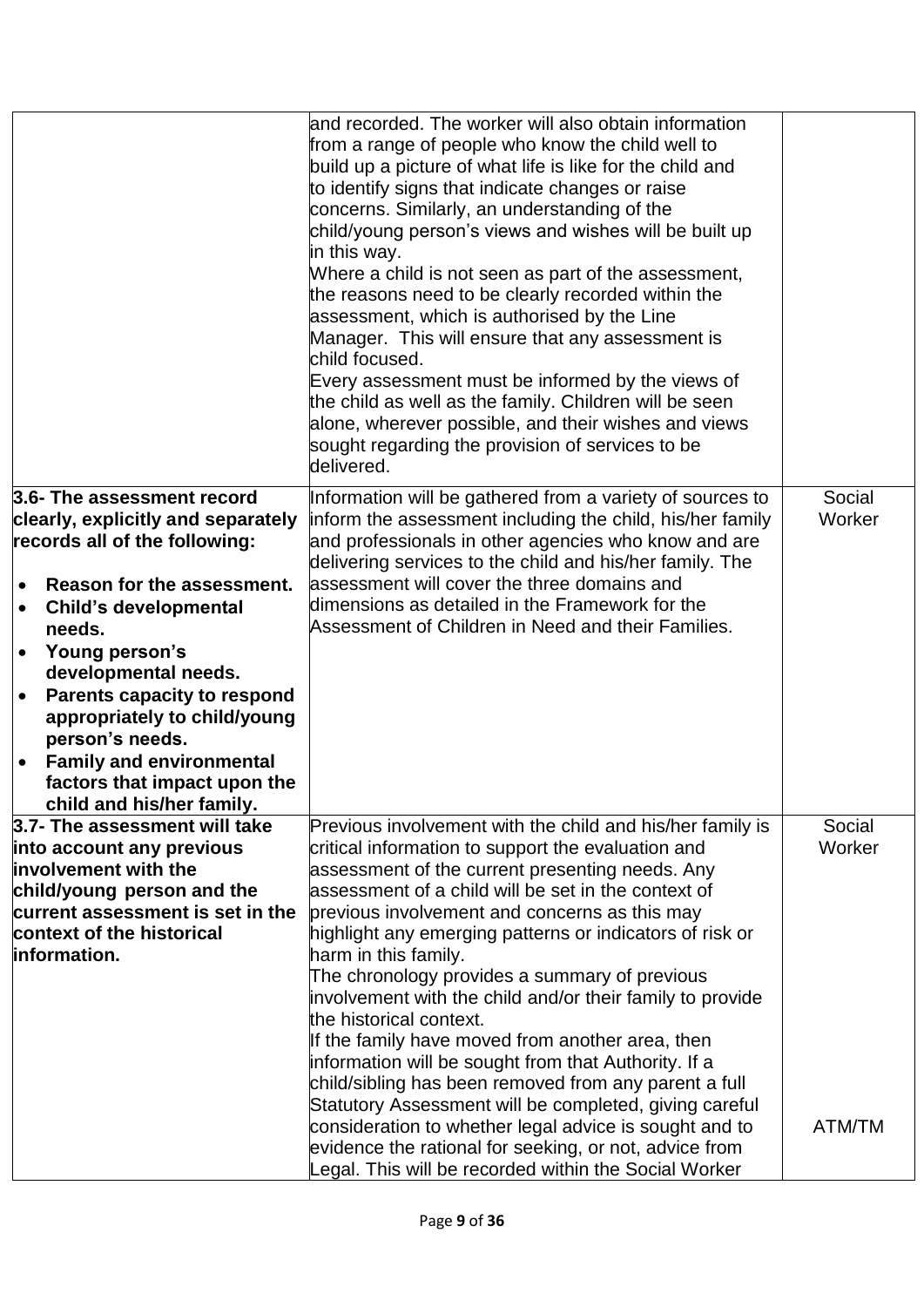| | | |
|---|---|---|
| | and recorded. The worker will also obtain information from a range of people who know the child well to build up a picture of what life is like for the child and to identify signs that indicate changes or raise concerns. Similarly, an understanding of the child/young person's views and wishes will be built up in this way.<br>Where a child is not seen as part of the assessment, the reasons need to be clearly recorded within the assessment, which is authorised by the Line Manager. This will ensure that any assessment is child focused.<br>Every assessment must be informed by the views of the child as well as the family. Children will be seen alone, wherever possible, and their wishes and views sought regarding the provision of services to be delivered. | |
| **3.6- The assessment record clearly, explicitly and separately records all of the following:**<br>• **Reason for the assessment.**<br>• **Child's developmental needs.**<br>• **Young person's developmental needs.**<br>• **Parents capacity to respond appropriately to child/young person's needs.**<br>• **Family and environmental factors that impact upon the child and his/her family.** | Information will be gathered from a variety of sources to inform the assessment including the child, his/her family and professionals in other agencies who know and are delivering services to the child and his/her family. The assessment will cover the three domains and dimensions as detailed in the Framework for the Assessment of Children in Need and their Families. | Social Worker |
| **3.7- The assessment will take into account any previous involvement with the child/young person and the current assessment is set in the context of the historical information.** | Previous involvement with the child and his/her family is critical information to support the evaluation and assessment of the current presenting needs. Any assessment of a child will be set in the context of previous involvement and concerns as this may highlight any emerging patterns or indicators of risk or harm in this family.<br>The chronology provides a summary of previous involvement with the child and/or their family to provide the historical context.<br>If the family have moved from another area, then information will be sought from that Authority. If a child/sibling has been removed from any parent a full Statutory Assessment will be completed, giving careful consideration to whether legal advice is sought and to evidence the rational for seeking, or not, advice from Legal. This will be recorded within the Social Worker | Social Worker<br><br>ATM/TM |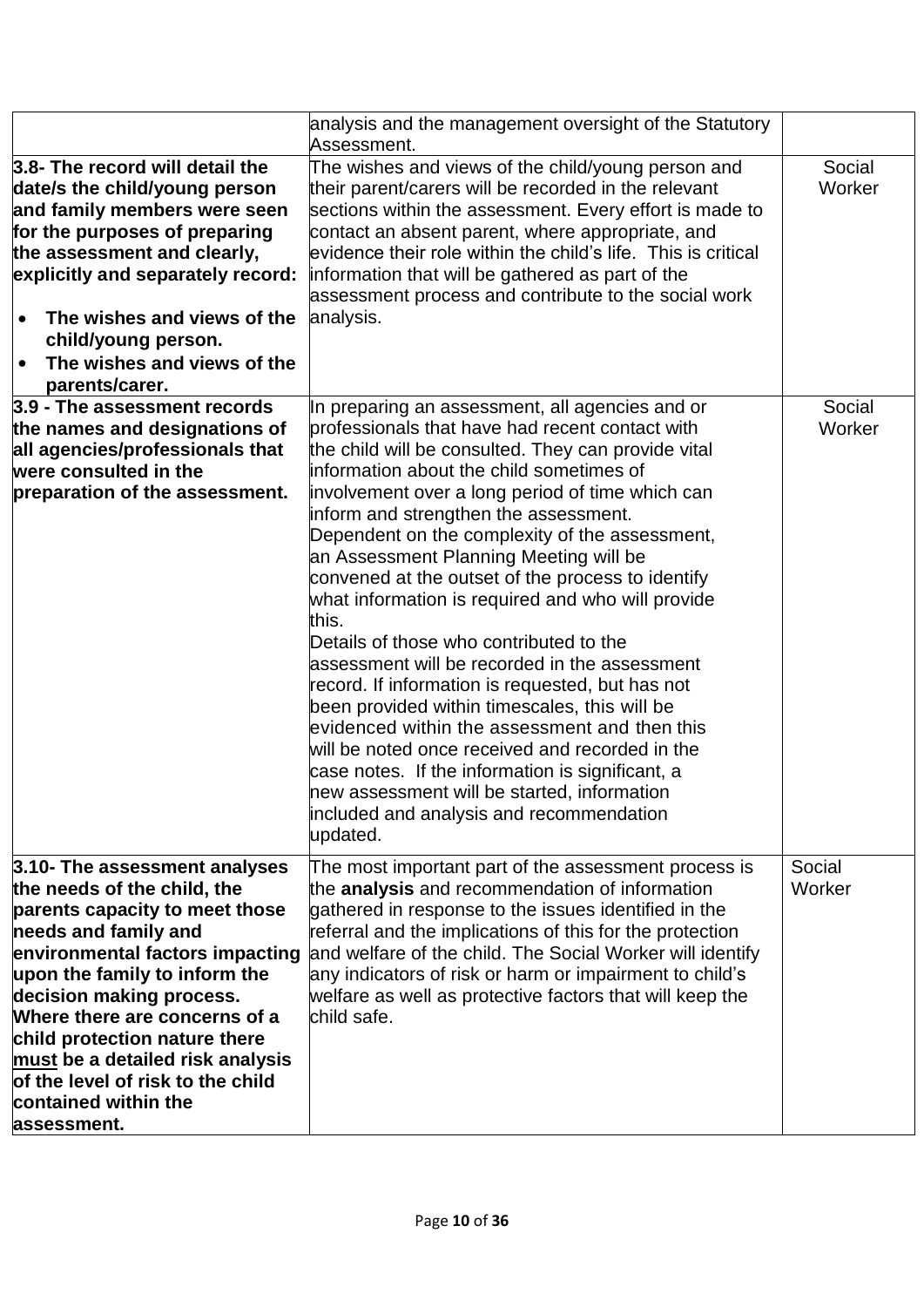| | | |
|---|---|---|
| | analysis and the management oversight of the Statutory Assessment. | |
| **3.8- The record will detail the date/s the child/young person and family members were seen for the purposes of preparing the assessment and clearly, explicitly and separately record:**<br>• **The wishes and views of the child/young person.**<br>• **The wishes and views of the parents/carer.** | The wishes and views of the child/young person and their parent/carers will be recorded in the relevant sections within the assessment. Every effort is made to contact an absent parent, where appropriate, and evidence their role within the child's life. This is critical information that will be gathered as part of the assessment process and contribute to the social work analysis. | Social Worker |
| **3.9 - The assessment records the names and designations of all agencies/professionals that were consulted in the preparation of the assessment.** | In preparing an assessment, all agencies and or professionals that have had recent contact with the child will be consulted. They can provide vital information about the child sometimes of involvement over a long period of time which can inform and strengthen the assessment.<br>Dependent on the complexity of the assessment, an Assessment Planning Meeting will be convened at the outset of the process to identify what information is required and who will provide this.<br>Details of those who contributed to the assessment will be recorded in the assessment record. If information is requested, but has not been provided within timescales, this will be evidenced within the assessment and then this will be noted once received and recorded in the case notes. If the information is significant, a new assessment will be started, information included and analysis and recommendation updated. | Social Worker |
| **3.10- The assessment analyses the needs of the child, the parents capacity to meet those needs and family and environmental factors impacting upon the family to inform the decision making process. Where there are concerns of a child protection nature there <u>must</u> be a detailed risk analysis of the level of risk to the child contained within the assessment.** | The most important part of the assessment process is the **analysis** and recommendation of information gathered in response to the issues identified in the referral and the implications of this for the protection and welfare of the child. The Social Worker will identify any indicators of risk or harm or impairment to child's welfare as well as protective factors that will keep the child safe. | Social Worker |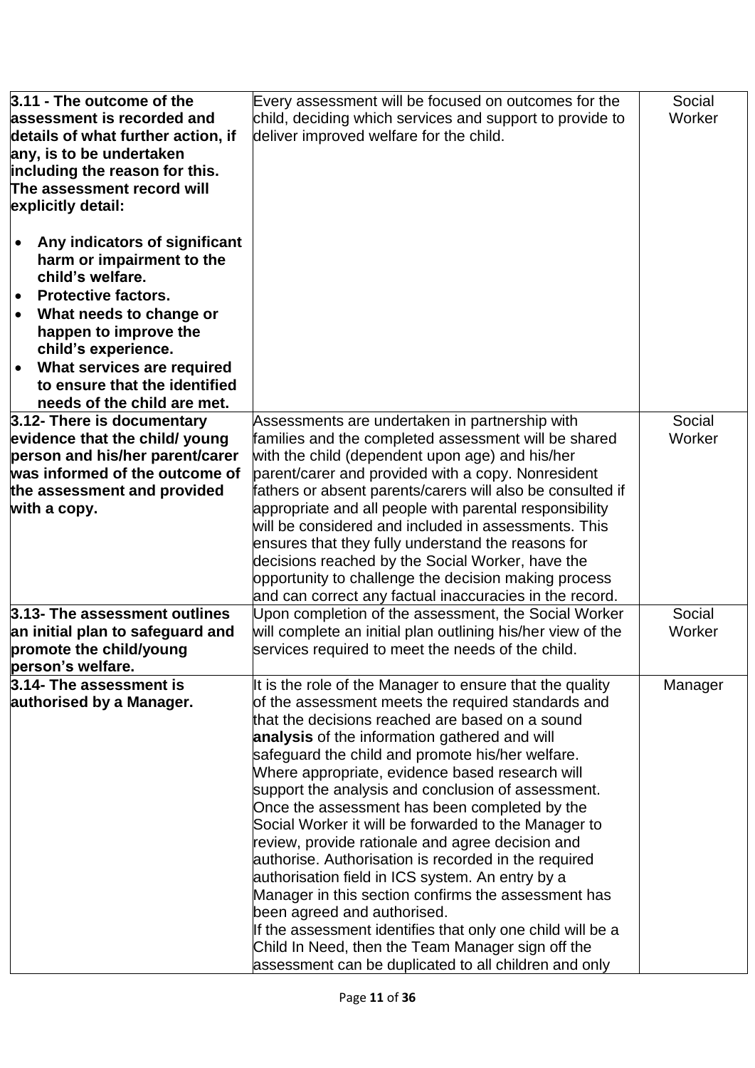| | | |
|---|---|---|
| **3.11 - The outcome of the assessment is recorded and details of what further action, if any, is to be undertaken including the reason for this. The assessment record will explicitly detail:**<br><br>• **Any indicators of significant harm or impairment to the child's welfare.**<br>• **Protective factors.**<br>• **What needs to change or happen to improve the child's experience.**<br>• **What services are required to ensure that the identified needs of the child are met.** | Every assessment will be focused on outcomes for the child, deciding which services and support to provide to deliver improved welfare for the child. | Social Worker |
| **3.12- There is documentary evidence that the child/ young person and his/her parent/carer was informed of the outcome of the assessment and provided with a copy.** | Assessments are undertaken in partnership with families and the completed assessment will be shared with the child (dependent upon age) and his/her parent/carer and provided with a copy. Nonresident fathers or absent parents/carers will also be consulted if appropriate and all people with parental responsibility will be considered and included in assessments. This ensures that they fully understand the reasons for decisions reached by the Social Worker, have the opportunity to challenge the decision making process and can correct any factual inaccuracies in the record. | Social Worker |
| **3.13- The assessment outlines an initial plan to safeguard and promote the child/young person's welfare.** | Upon completion of the assessment, the Social Worker will complete an initial plan outlining his/her view of the services required to meet the needs of the child. | Social Worker |
| **3.14- The assessment is authorised by a Manager.** | It is the role of the Manager to ensure that the quality of the assessment meets the required standards and that the decisions reached are based on a sound **analysis** of the information gathered and will safeguard the child and promote his/her welfare. Where appropriate, evidence based research will support the analysis and conclusion of assessment. Once the assessment has been completed by the Social Worker it will be forwarded to the Manager to review, provide rationale and agree decision and authorise. Authorisation is recorded in the required authorisation field in ICS system. An entry by a Manager in this section confirms the assessment has been agreed and authorised.<br>If the assessment identifies that only one child will be a Child In Need, then the Team Manager sign off the assessment can be duplicated to all children and only | Manager |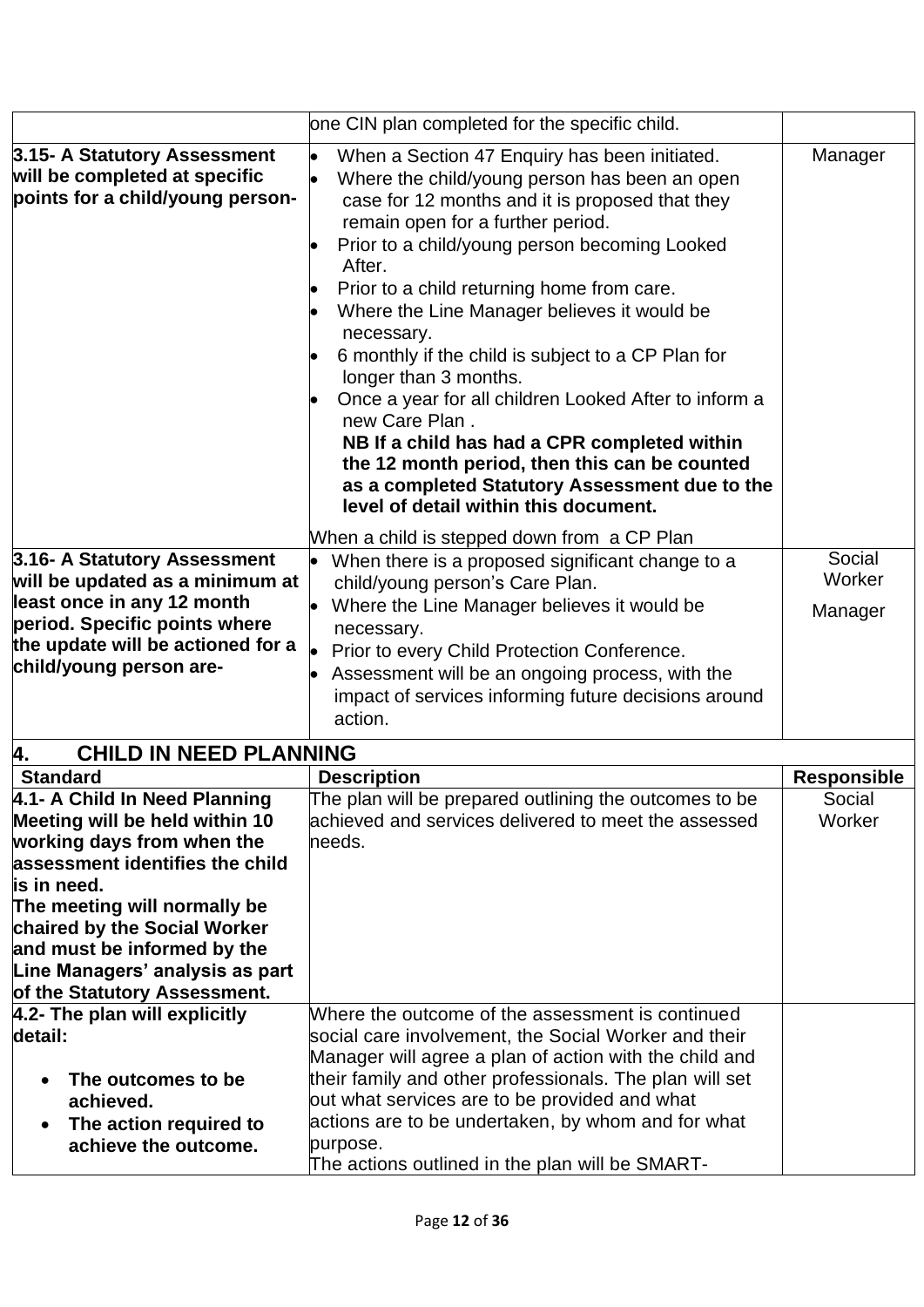| | | |
|---|---|---|
| | one CIN plan completed for the specific child. | |
| **3.15- A Statutory Assessment will be completed at specific points for a child/young person-** | • When a Section 47 Enquiry has been initiated.<br>• Where the child/young person has been an open case for 12 months and it is proposed that they remain open for a further period.<br>• Prior to a child/young person becoming Looked After.<br>• Prior to a child returning home from care.<br>• Where the Line Manager believes it would be necessary.<br>• 6 monthly if the child is subject to a CP Plan for longer than 3 months.<br>• Once a year for all children Looked After to inform a new Care Plan .<br>**NB If a child has had a CPR completed within the 12 month period, then this can be counted as a completed Statutory Assessment due to the level of detail within this document.**<br><br>When a child is stepped down from a CP Plan | Manager |
| **3.16- A Statutory Assessment will be updated as a minimum at least once in any 12 month period. Specific points where the update will be actioned for a child/young person are-** | • When there is a proposed significant change to a child/young person's Care Plan.<br>• Where the Line Manager believes it would be necessary.<br>• Prior to every Child Protection Conference.<br>• Assessment will be an ongoing process, with the impact of services informing future decisions around action. | Social Worker<br><br>Manager |

## 4. CHILD IN NEED PLANNING

| Standard | Description | Responsible |
|---|---|---|
| **4.1- A Child In Need Planning Meeting will be held within 10 working days from when the assessment identifies the child is in need.**<br>**The meeting will normally be chaired by the Social Worker and must be informed by the Line Managers' analysis as part of the Statutory Assessment.** | The plan will be prepared outlining the outcomes to be achieved and services delivered to meet the assessed needs. | Social Worker |
| **4.2- The plan will explicitly detail:**<br><br>• **The outcomes to be achieved.**<br>• **The action required to achieve the outcome.** | Where the outcome of the assessment is continued social care involvement, the Social Worker and their Manager will agree a plan of action with the child and their family and other professionals. The plan will set out what services are to be provided and what actions are to be undertaken, by whom and for what purpose.<br>The actions outlined in the plan will be SMART- | |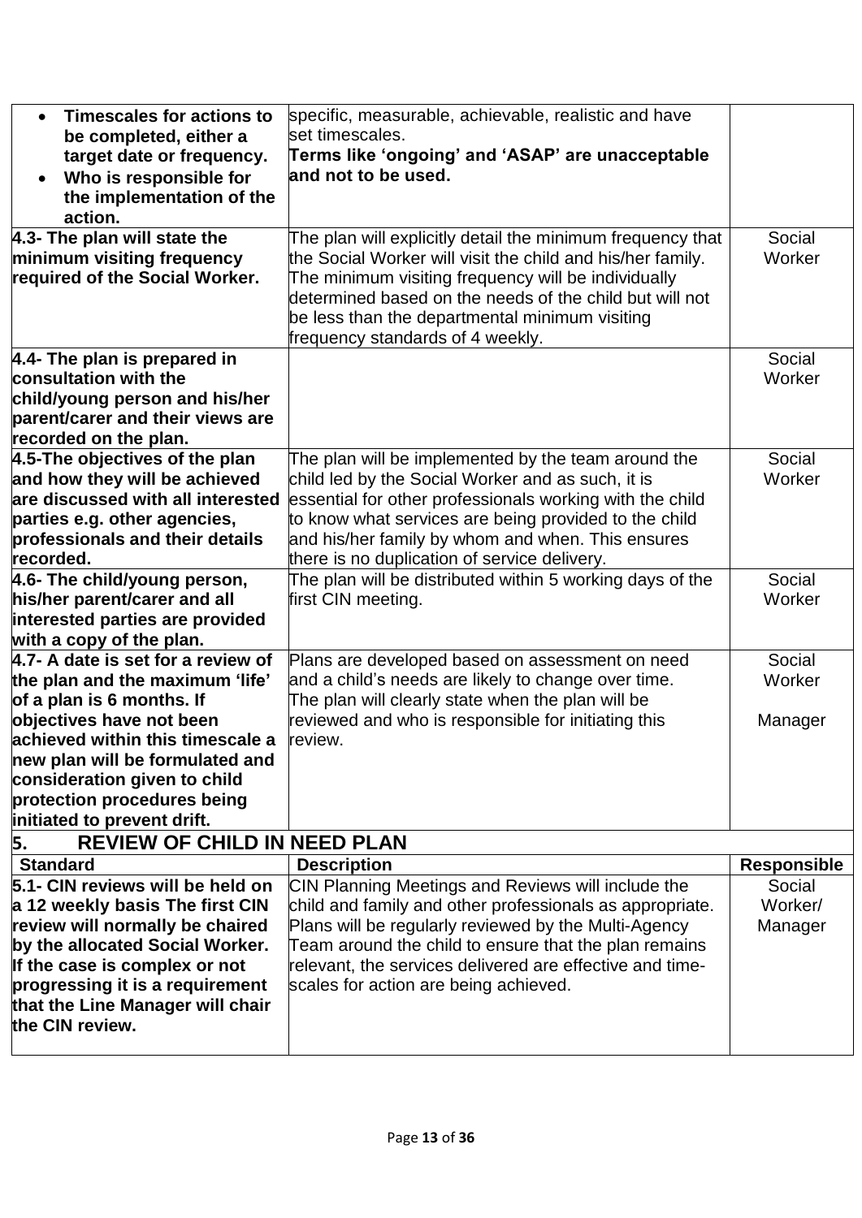| | | |
|---|---|---|
| • **Timescales for actions to be completed, either a target date or frequency.**<br>• **Who is responsible for the implementation of the action.** | specific, measurable, achievable, realistic and have set timescales.<br>**Terms like 'ongoing' and 'ASAP' are unacceptable and not to be used.** | |
| **4.3- The plan will state the minimum visiting frequency required of the Social Worker.** | The plan will explicitly detail the minimum frequency that the Social Worker will visit the child and his/her family. The minimum visiting frequency will be individually determined based on the needs of the child but will not be less than the departmental minimum visiting frequency standards of 4 weekly. | Social Worker |
| **4.4- The plan is prepared in consultation with the child/young person and his/her parent/carer and their views are recorded on the plan.** | | Social Worker |
| **4.5-The objectives of the plan and how they will be achieved are discussed with all interested parties e.g. other agencies, professionals and their details recorded.** | The plan will be implemented by the team around the child led by the Social Worker and as such, it is essential for other professionals working with the child to know what services are being provided to the child and his/her family by whom and when. This ensures there is no duplication of service delivery. | Social Worker |
| **4.6- The child/young person, his/her parent/carer and all interested parties are provided with a copy of the plan.** | The plan will be distributed within 5 working days of the first CIN meeting. | Social Worker |
| **4.7- A date is set for a review of the plan and the maximum 'life' of a plan is 6 months. If objectives have not been achieved within this timescale a new plan will be formulated and consideration given to child protection procedures being initiated to prevent drift.** | Plans are developed based on assessment on need and a child's needs are likely to change over time. The plan will clearly state when the plan will be reviewed and who is responsible for initiating this review. | Social Worker<br><br>Manager |

## 5. REVIEW OF CHILD IN NEED PLAN

| Standard | Description | Responsible |
|---|---|---|
| **5.1- CIN reviews will be held on a 12 weekly basis The first CIN review will normally be chaired by the allocated Social Worker. If the case is complex or not progressing it is a requirement that the Line Manager will chair the CIN review.** | CIN Planning Meetings and Reviews will include the child and family and other professionals as appropriate. Plans will be regularly reviewed by the Multi-Agency Team around the child to ensure that the plan remains relevant, the services delivered are effective and time-scales for action are being achieved. | Social Worker/ Manager |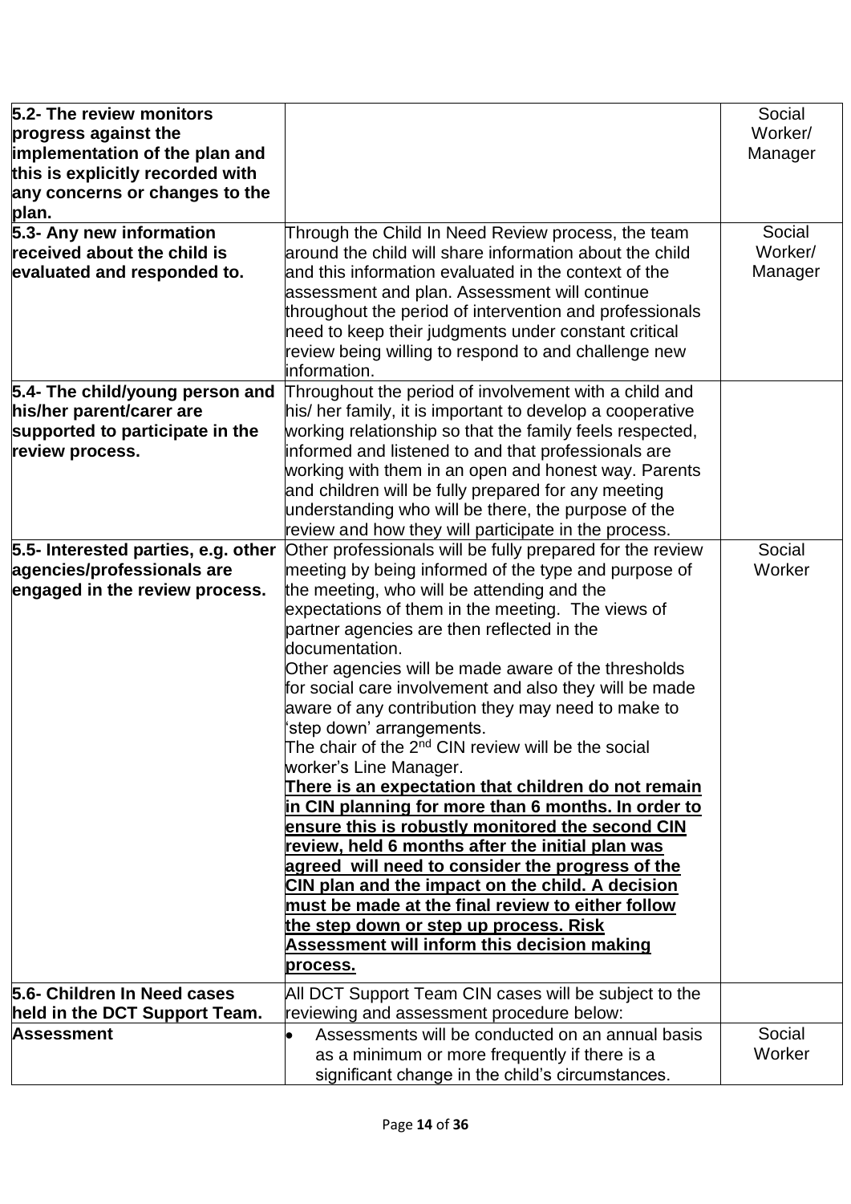| | | |
|---|---|---|
| **5.2- The review monitors progress against the implementation of the plan and this is explicitly recorded with any concerns or changes to the plan.** | | Social Worker/ Manager |
| **5.3- Any new information received about the child is evaluated and responded to.** | Through the Child In Need Review process, the team around the child will share information about the child and this information evaluated in the context of the assessment and plan. Assessment will continue throughout the period of intervention and professionals need to keep their judgments under constant critical review being willing to respond to and challenge new information. | Social Worker/ Manager |
| **5.4- The child/young person and his/her parent/carer are supported to participate in the review process.** | Throughout the period of involvement with a child and his/ her family, it is important to develop a cooperative working relationship so that the family feels respected, informed and listened to and that professionals are working with them in an open and honest way. Parents and children will be fully prepared for any meeting understanding who will be there, the purpose of the review and how they will participate in the process. | |
| **5.5- Interested parties, e.g. other agencies/professionals are engaged in the review process.** | Other professionals will be fully prepared for the review meeting by being informed of the type and purpose of the meeting, who will be attending and the expectations of them in the meeting. The views of partner agencies are then reflected in the documentation.<br>Other agencies will be made aware of the thresholds for social care involvement and also they will be made aware of any contribution they may need to make to 'step down' arrangements.<br>The chair of the 2nd CIN review will be the social worker's Line Manager.<br>**<u>There is an expectation that children do not remain in CIN planning for more than 6 months. In order to ensure this is robustly monitored the second CIN review, held 6 months after the initial plan was agreed will need to consider the progress of the CIN plan and the impact on the child. A decision must be made at the final review to either follow the step down or step up process. Risk Assessment will inform this decision making process.</u>** | Social Worker |
| **5.6- Children In Need cases held in the DCT Support Team.** | All DCT Support Team CIN cases will be subject to the reviewing and assessment procedure below: | |
| **Assessment** | • Assessments will be conducted on an annual basis as a minimum or more frequently if there is a significant change in the child's circumstances. | Social Worker |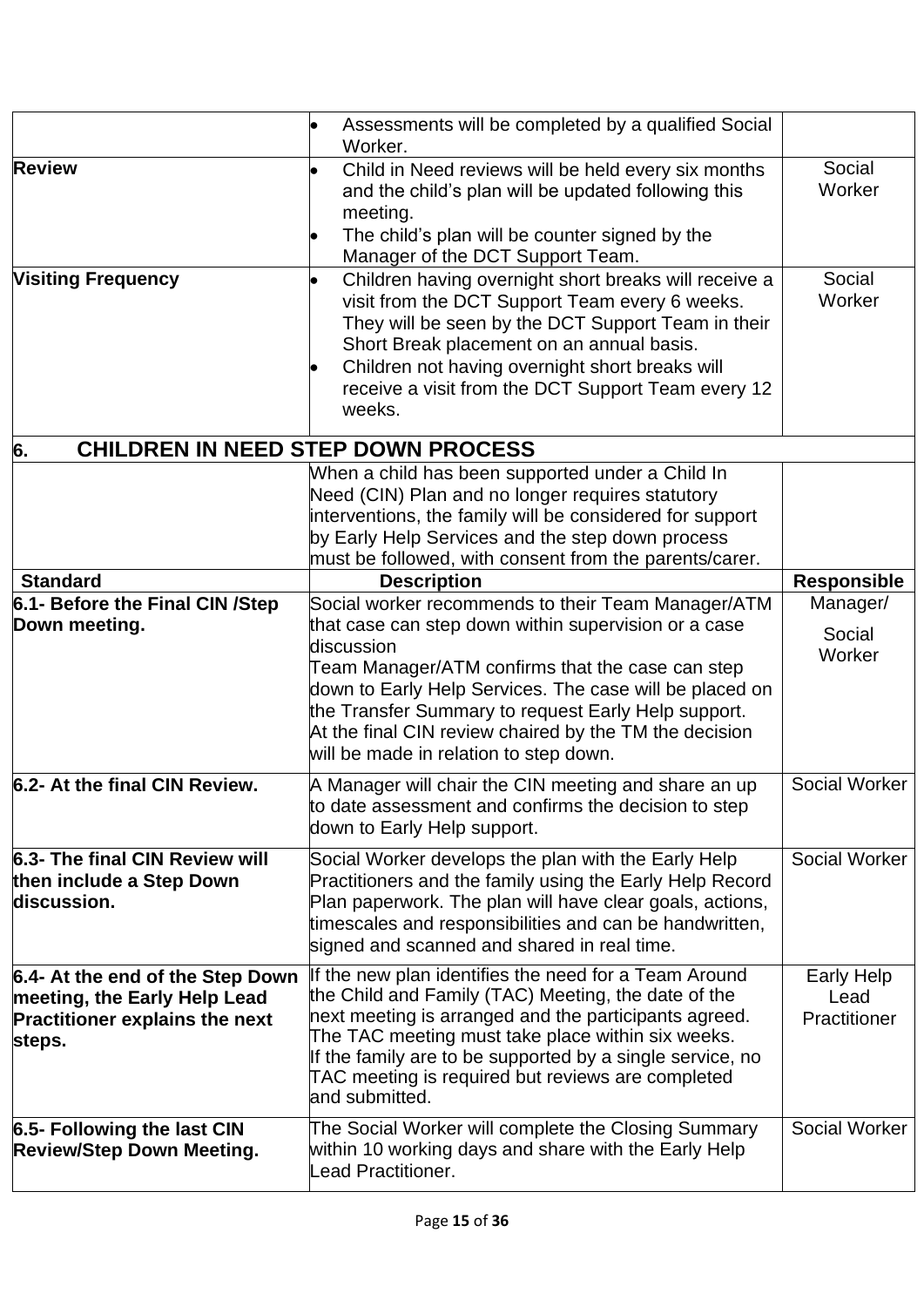| | | |
|---|---|---|
| | • Assessments will be completed by a qualified Social Worker. | |
| **Review** | • Child in Need reviews will be held every six months and the child's plan will be updated following this meeting.<br>• The child's plan will be counter signed by the Manager of the DCT Support Team. | Social Worker |
| **Visiting Frequency** | • Children having overnight short breaks will receive a visit from the DCT Support Team every 6 weeks. They will be seen by the DCT Support Team in their Short Break placement on an annual basis.<br>• Children not having overnight short breaks will receive a visit from the DCT Support Team every 12 weeks. | Social Worker |

## 6. CHILDREN IN NEED STEP DOWN PROCESS

| | | |
|---|---|---|
| | When a child has been supported under a Child In Need (CIN) Plan and no longer requires statutory interventions, the family will be considered for support by Early Help Services and the step down process must be followed, with consent from the parents/carer. | |
| **Standard** | **Description** | **Responsible** |
| **6.1- Before the Final CIN /Step Down meeting.** | Social worker recommends to their Team Manager/ATM that case can step down within supervision or a case discussion<br>Team Manager/ATM confirms that the case can step down to Early Help Services. The case will be placed on the Transfer Summary to request Early Help support.<br>At the final CIN review chaired by the TM the decision will be made in relation to step down. | Manager/<br>Social Worker |
| **6.2- At the final CIN Review.** | A Manager will chair the CIN meeting and share an up to date assessment and confirms the decision to step down to Early Help support. | Social Worker |
| **6.3- The final CIN Review will then include a Step Down discussion.** | Social Worker develops the plan with the Early Help Practitioners and the family using the Early Help Record Plan paperwork. The plan will have clear goals, actions, timescales and responsibilities and can be handwritten, signed and scanned and shared in real time. | Social Worker |
| **6.4- At the end of the Step Down meeting, the Early Help Lead Practitioner explains the next steps.** | If the new plan identifies the need for a Team Around the Child and Family (TAC) Meeting, the date of the next meeting is arranged and the participants agreed. The TAC meeting must take place within six weeks.<br>If the family are to be supported by a single service, no TAC meeting is required but reviews are completed and submitted. | Early Help Lead Practitioner |
| **6.5- Following the last CIN Review/Step Down Meeting.** | The Social Worker will complete the Closing Summary within 10 working days and share with the Early Help Lead Practitioner. | Social Worker |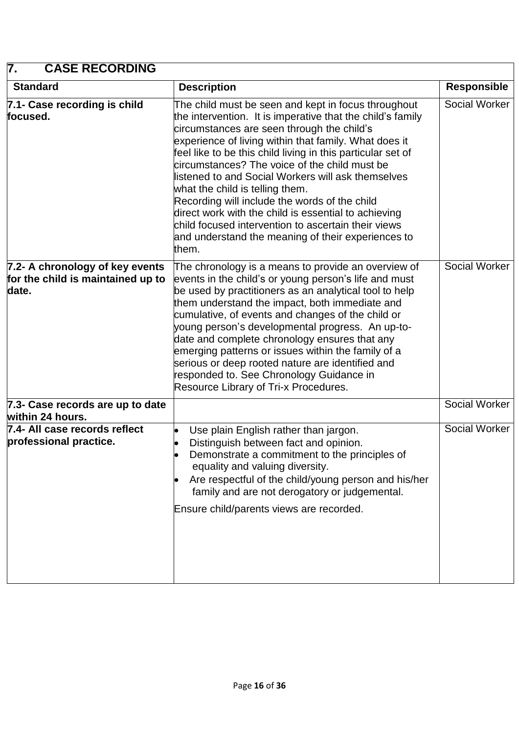| 7. CASE RECORDING | | |
|---|---|---|
| **Standard** | **Description** | **Responsible** |
| **7.1- Case recording is child focused.** | The child must be seen and kept in focus throughout the intervention. It is imperative that the child's family circumstances are seen through the child's experience of living within that family. What does it feel like to be this child living in this particular set of circumstances? The voice of the child must be listened to and Social Workers will ask themselves what the child is telling them.<br>Recording will include the words of the child direct work with the child is essential to achieving child focused intervention to ascertain their views and understand the meaning of their experiences to them. | Social Worker |
| **7.2- A chronology of key events for the child is maintained up to date.** | The chronology is a means to provide an overview of events in the child's or young person's life and must be used by practitioners as an analytical tool to help them understand the impact, both immediate and cumulative, of events and changes of the child or young person's developmental progress. An up-to-date and complete chronology ensures that any emerging patterns or issues within the family of a serious or deep rooted nature are identified and responded to. See Chronology Guidance in Resource Library of Tri-x Procedures. | Social Worker |
| **7.3- Case records are up to date within 24 hours.** | | Social Worker |
| **7.4- All case records reflect professional practice.** | • Use plain English rather than jargon.<br>• Distinguish between fact and opinion.<br>• Demonstrate a commitment to the principles of equality and valuing diversity.<br>• Are respectful of the child/young person and his/her family and are not derogatory or judgemental.<br><br>Ensure child/parents views are recorded. | Social Worker |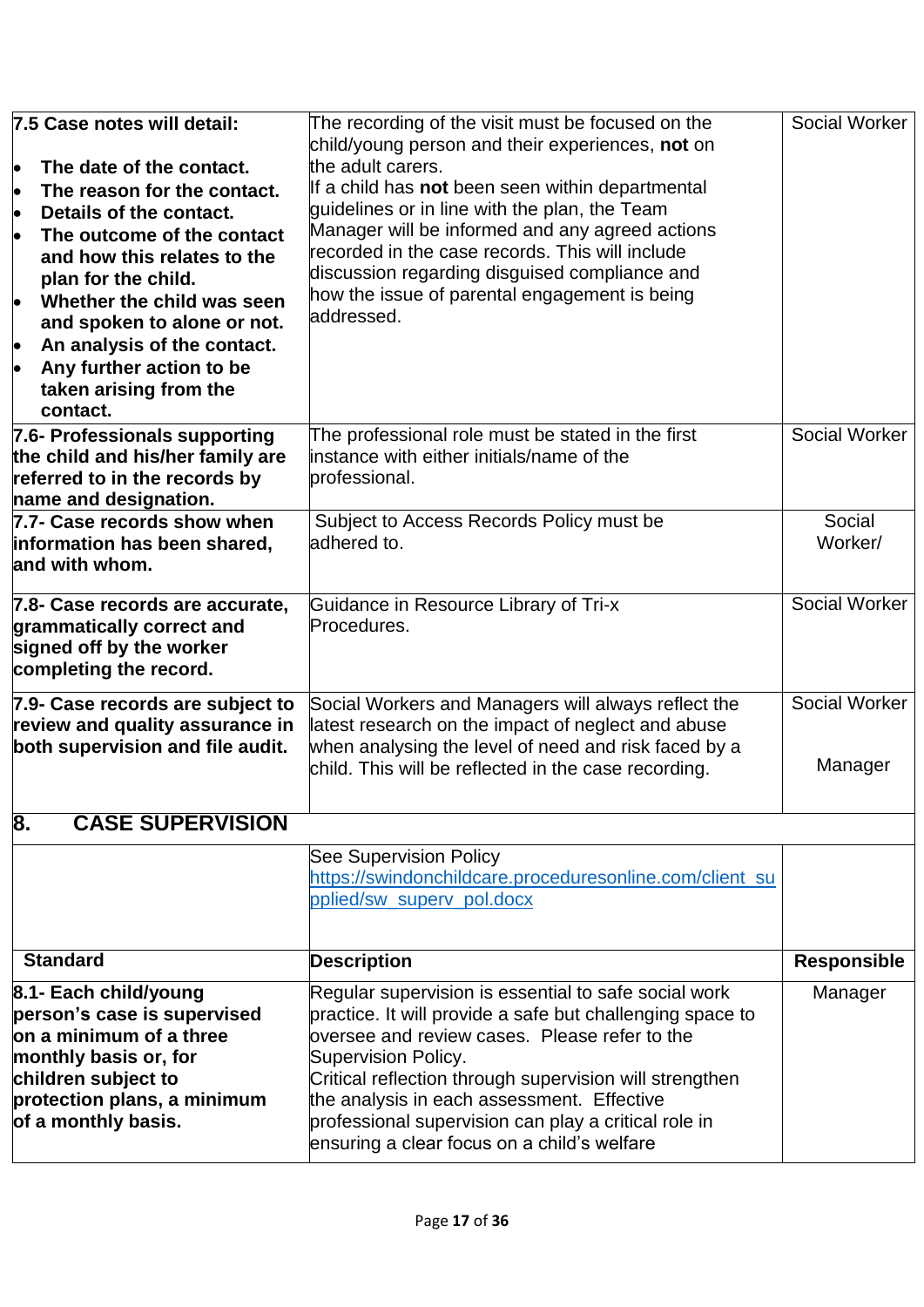| | | |
|---|---|---|
| **7.5 Case notes will detail:**<br>• **The date of the contact.**<br>• **The reason for the contact.**<br>• **Details of the contact.**<br>• **The outcome of the contact and how this relates to the plan for the child.**<br>• **Whether the child was seen and spoken to alone or not.**<br>• **An analysis of the contact.**<br>• **Any further action to be taken arising from the contact.** | The recording of the visit must be focused on the child/young person and their experiences, **not** on the adult carers.<br>If a child has **not** been seen within departmental guidelines or in line with the plan, the Team Manager will be informed and any agreed actions recorded in the case records. This will include discussion regarding disguised compliance and how the issue of parental engagement is being addressed. | Social Worker |
| **7.6- Professionals supporting the child and his/her family are referred to in the records by name and designation.** | The professional role must be stated in the first instance with either initials/name of the professional. | Social Worker |
| **7.7- Case records show when information has been shared, and with whom.** | Subject to Access Records Policy must be adhered to. | Social Worker/ |
| **7.8- Case records are accurate, grammatically correct and signed off by the worker completing the record.** | Guidance in Resource Library of Tri-x Procedures. | Social Worker |
| **7.9- Case records are subject to review and quality assurance in both supervision and file audit.** | Social Workers and Managers will always reflect the latest research on the impact of neglect and abuse when analysing the level of need and risk faced by a child. This will be reflected in the case recording. | Social Worker<br><br>Manager |

## 8. CASE SUPERVISION

| Standard | Description | Responsible |
|---|---|---|
| | See Supervision Policy<br>https://swindonchildcare.proceduresonline.com/client_supplied/sw_superv_pol.docx | |
| **8.1- Each child/young person's case is supervised on a minimum of a three monthly basis or, for children subject to protection plans, a minimum of a monthly basis.** | Regular supervision is essential to safe social work practice. It will provide a safe but challenging space to oversee and review cases. Please refer to the Supervision Policy.<br>Critical reflection through supervision will strengthen the analysis in each assessment. Effective professional supervision can play a critical role in ensuring a clear focus on a child's welfare | Manager |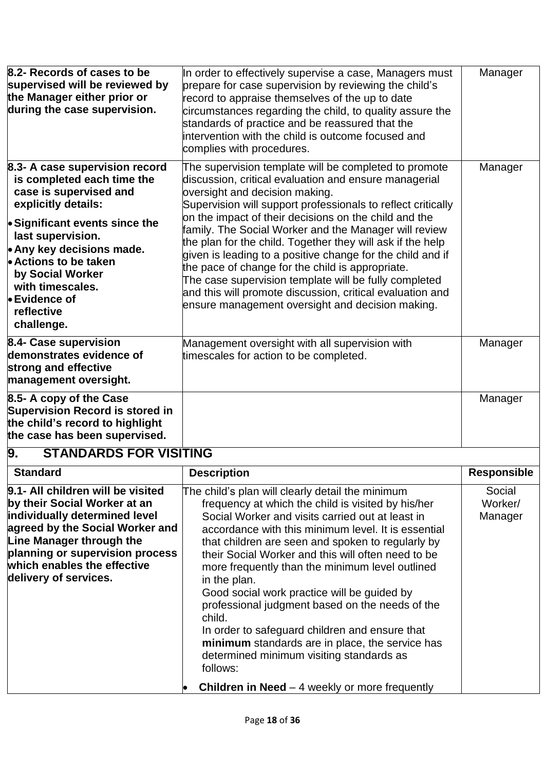| | | |
|---|---|---|
| **8.2- Records of cases to be supervised will be reviewed by the Manager either prior or during the case supervision.** | In order to effectively supervise a case, Managers must prepare for case supervision by reviewing the child's record to appraise themselves of the up to date circumstances regarding the child, to quality assure the standards of practice and be reassured that the intervention with the child is outcome focused and complies with procedures. | Manager |
| **8.3- A case supervision record is completed each time the case is supervised and explicitly details:**<br>• **Significant events since the last supervision.**<br>• **Any key decisions made.**<br>• **Actions to be taken by Social Worker with timescales.**<br>• **Evidence of reflective challenge.** | The supervision template will be completed to promote discussion, critical evaluation and ensure managerial oversight and decision making.<br>Supervision will support professionals to reflect critically on the impact of their decisions on the child and the family. The Social Worker and the Manager will review the plan for the child. Together they will ask if the help given is leading to a positive change for the child and if the pace of change for the child is appropriate.<br>The case supervision template will be fully completed and this will promote discussion, critical evaluation and ensure management oversight and decision making. | Manager |
| **8.4- Case supervision demonstrates evidence of strong and effective management oversight.** | Management oversight with all supervision with timescales for action to be completed. | Manager |
| **8.5- A copy of the Case Supervision Record is stored in the child's record to highlight the case has been supervised.** | | Manager |

## 9. STANDARDS FOR VISITING

| Standard | Description | Responsible |
|---|---|---|
| **9.1- All children will be visited by their Social Worker at an individually determined level agreed by the Social Worker and Line Manager through the planning or supervision process which enables the effective delivery of services.** | The child's plan will clearly detail the minimum frequency at which the child is visited by his/her Social Worker and visits carried out at least in accordance with this minimum level. It is essential that children are seen and spoken to regularly by their Social Worker and this will often need to be more frequently than the minimum level outlined in the plan.<br>Good social work practice will be guided by professional judgment based on the needs of the child.<br>In order to safeguard children and ensure that **minimum** standards are in place, the service has determined minimum visiting standards as follows:<br>• **Children in Need** – 4 weekly or more frequently | Social Worker/ Manager |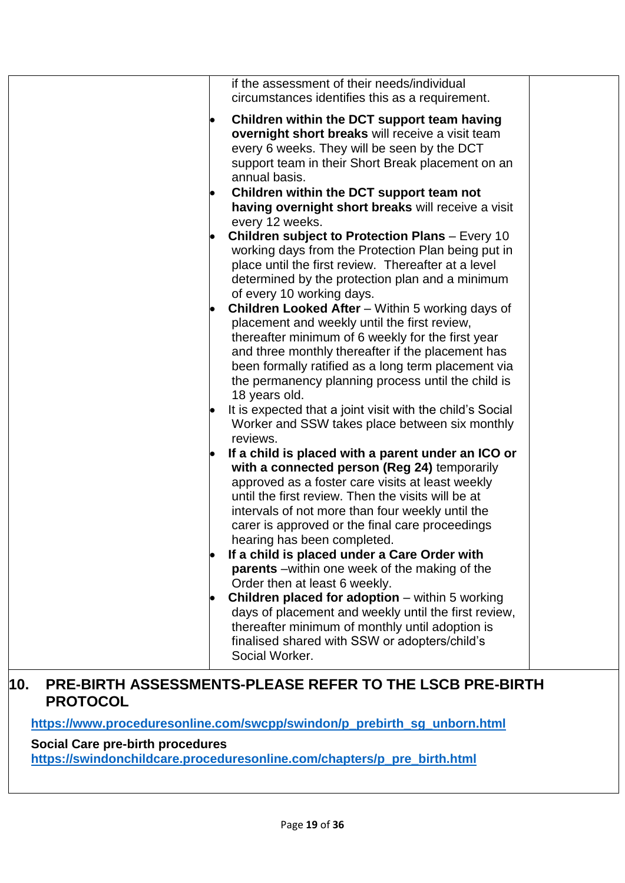| | | |
|---|---|---|
| | if the assessment of their needs/individual circumstances identifies this as a requirement.<br>• **Children within the DCT support team having overnight short breaks** will receive a visit team every 6 weeks. They will be seen by the DCT support team in their Short Break placement on an annual basis.<br>• **Children within the DCT support team not having overnight short breaks** will receive a visit every 12 weeks.<br>• **Children subject to Protection Plans** – Every 10 working days from the Protection Plan being put in place until the first review. Thereafter at a level determined by the protection plan and a minimum of every 10 working days.<br>• **Children Looked After** – Within 5 working days of placement and weekly until the first review, thereafter minimum of 6 weekly for the first year and three monthly thereafter if the placement has been formally ratified as a long term placement via the permanency planning process until the child is 18 years old.<br>• It is expected that a joint visit with the child's Social Worker and SSW takes place between six monthly reviews.<br>• **If a child is placed with a parent under an ICO or with a connected person (Reg 24)** temporarily approved as a foster care visits at least weekly until the first review. Then the visits will be at intervals of not more than four weekly until the carer is approved or the final care proceedings hearing has been completed.<br>• **If a child is placed under a Care Order with parents** –within one week of the making of the Order then at least 6 weekly.<br>• **Children placed for adoption** – within 5 working days of placement and weekly until the first review, thereafter minimum of monthly until adoption is finalised shared with SSW or adopters/child's Social Worker. | |

## 10. PRE-BIRTH ASSESSMENTS-PLEASE REFER TO THE LSCB PRE-BIRTH PROTOCOL

https://www.proceduresonline.com/swcpp/swindon/p_prebirth_sg_unborn.html

**Social Care pre-birth procedures**
https://swindonchildcare.proceduresonline.com/chapters/p_pre_birth.html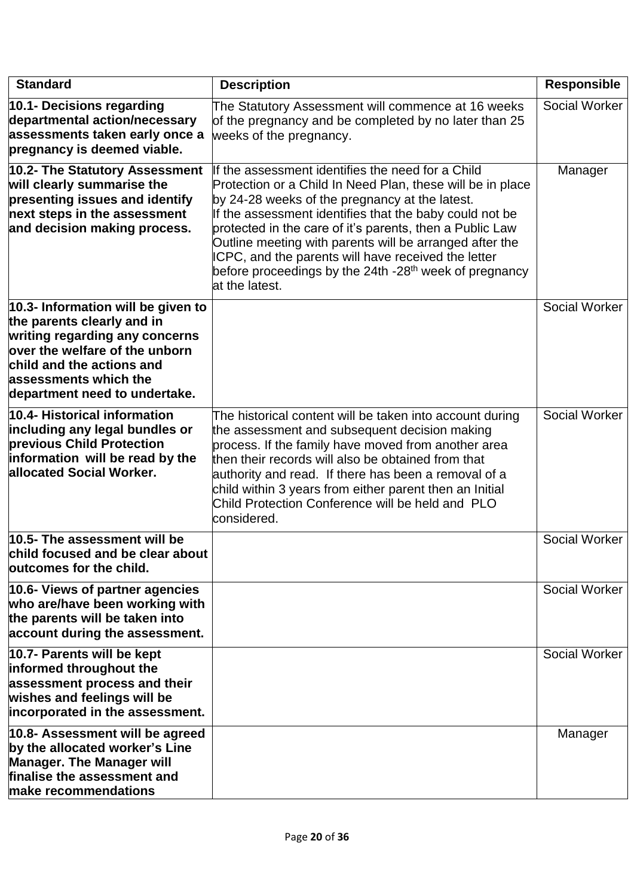| Standard | Description | Responsible |
|---|---|---|
| **10.1- Decisions regarding departmental action/necessary assessments taken early once a pregnancy is deemed viable.** | The Statutory Assessment will commence at 16 weeks of the pregnancy and be completed by no later than 25 weeks of the pregnancy. | Social Worker |
| **10.2- The Statutory Assessment will clearly summarise the presenting issues and identify next steps in the assessment and decision making process.** | If the assessment identifies the need for a Child Protection or a Child In Need Plan, these will be in place by 24-28 weeks of the pregnancy at the latest.<br>If the assessment identifies that the baby could not be protected in the care of it's parents, then a Public Law Outline meeting with parents will be arranged after the ICPC, and the parents will have received the letter before proceedings by the 24th -28th week of pregnancy at the latest. | Manager |
| **10.3- Information will be given to the parents clearly and in writing regarding any concerns over the welfare of the unborn child and the actions and assessments which the department need to undertake.** | | Social Worker |
| **10.4- Historical information including any legal bundles or previous Child Protection information will be read by the allocated Social Worker.** | The historical content will be taken into account during the assessment and subsequent decision making process. If the family have moved from another area then their records will also be obtained from that authority and read. If there has been a removal of a child within 3 years from either parent then an Initial Child Protection Conference will be held and PLO considered. | Social Worker |
| **10.5- The assessment will be child focused and be clear about outcomes for the child.** | | Social Worker |
| **10.6- Views of partner agencies who are/have been working with the parents will be taken into account during the assessment.** | | Social Worker |
| **10.7- Parents will be kept informed throughout the assessment process and their wishes and feelings will be incorporated in the assessment.** | | Social Worker |
| **10.8- Assessment will be agreed by the allocated worker's Line Manager. The Manager will finalise the assessment and make recommendations** | | Manager |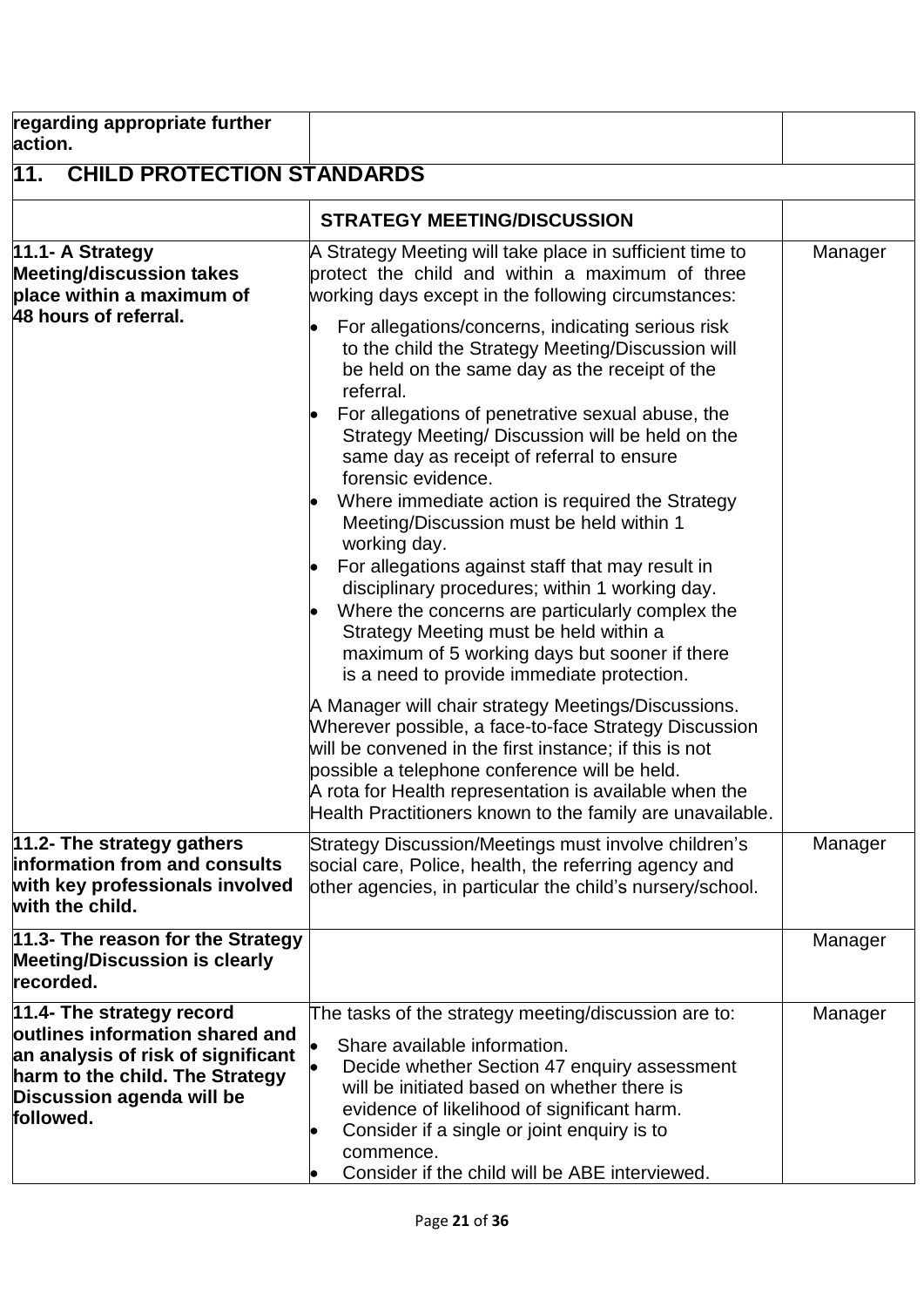| | | |
|---|---|---|
| **regarding appropriate further action.** | | |
| **11. CHILD PROTECTION STANDARDS** | | |
| | **STRATEGY MEETING/DISCUSSION** | |
| **11.1- A Strategy Meeting/discussion takes place within a maximum of 48 hours of referral.** | A Strategy Meeting will take place in sufficient time to protect the child and within a maximum of three working days except in the following circumstances:<br>• For allegations/concerns, indicating serious risk to the child the Strategy Meeting/Discussion will be held on the same day as the receipt of the referral.<br>• For allegations of penetrative sexual abuse, the Strategy Meeting/ Discussion will be held on the same day as receipt of referral to ensure forensic evidence.<br>• Where immediate action is required the Strategy Meeting/Discussion must be held within 1 working day.<br>• For allegations against staff that may result in disciplinary procedures; within 1 working day.<br>• Where the concerns are particularly complex the Strategy Meeting must be held within a maximum of 5 working days but sooner if there is a need to provide immediate protection.<br><br>A Manager will chair strategy Meetings/Discussions. Wherever possible, a face-to-face Strategy Discussion will be convened in the first instance; if this is not possible a telephone conference will be held.<br>A rota for Health representation is available when the Health Practitioners known to the family are unavailable. | Manager |
| **11.2- The strategy gathers information from and consults with key professionals involved with the child.** | Strategy Discussion/Meetings must involve children's social care, Police, health, the referring agency and other agencies, in particular the child's nursery/school. | Manager |
| **11.3- The reason for the Strategy Meeting/Discussion is clearly recorded.** | | Manager |
| **11.4- The strategy record outlines information shared and an analysis of risk of significant harm to the child. The Strategy Discussion agenda will be followed.** | The tasks of the strategy meeting/discussion are to:<br>• Share available information.<br>• Decide whether Section 47 enquiry assessment will be initiated based on whether there is evidence of likelihood of significant harm.<br>• Consider if a single or joint enquiry is to commence.<br>• Consider if the child will be ABE interviewed. | Manager |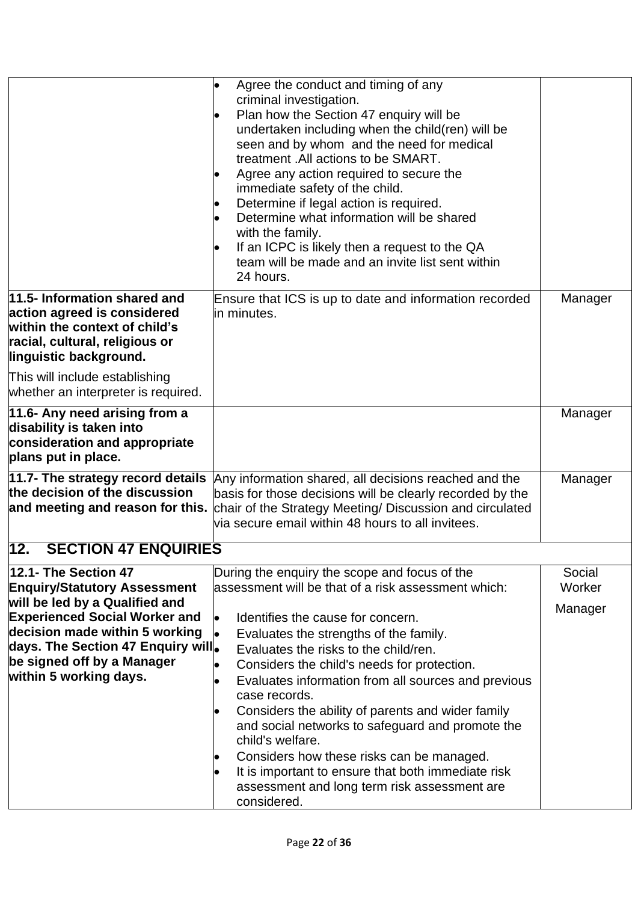| | | |
|---|---|---|
| | • Agree the conduct and timing of any criminal investigation.<br>• Plan how the Section 47 enquiry will be undertaken including when the child(ren) will be seen and by whom and the need for medical treatment .All actions to be SMART.<br>• Agree any action required to secure the immediate safety of the child.<br>• Determine if legal action is required.<br>• Determine what information will be shared with the family.<br>• If an ICPC is likely then a request to the QA team will be made and an invite list sent within 24 hours. | |
| **11.5- Information shared and action agreed is considered within the context of child's racial, cultural, religious or linguistic background.**<br><br>This will include establishing whether an interpreter is required. | Ensure that ICS is up to date and information recorded in minutes. | Manager |
| **11.6- Any need arising from a disability is taken into consideration and appropriate plans put in place.** | | Manager |
| **11.7- The strategy record details the decision of the discussion and meeting and reason for this.** | Any information shared, all decisions reached and the basis for those decisions will be clearly recorded by the chair of the Strategy Meeting/ Discussion and circulated via secure email within 48 hours to all invitees. | Manager |
| **12. SECTION 47 ENQUIRIES** | | |
| **12.1- The Section 47 Enquiry/Statutory Assessment will be led by a Qualified and Experienced Social Worker and decision made within 5 working days. The Section 47 Enquiry will be signed off by a Manager within 5 working days.** | During the enquiry the scope and focus of the assessment will be that of a risk assessment which:<br><br>• Identifies the cause for concern.<br>• Evaluates the strengths of the family.<br>• Evaluates the risks to the child/ren.<br>• Considers the child's needs for protection.<br>• Evaluates information from all sources and previous case records.<br>• Considers the ability of parents and wider family and social networks to safeguard and promote the child's welfare.<br>• Considers how these risks can be managed.<br>• It is important to ensure that both immediate risk assessment and long term risk assessment are considered. | Social Worker<br><br>Manager |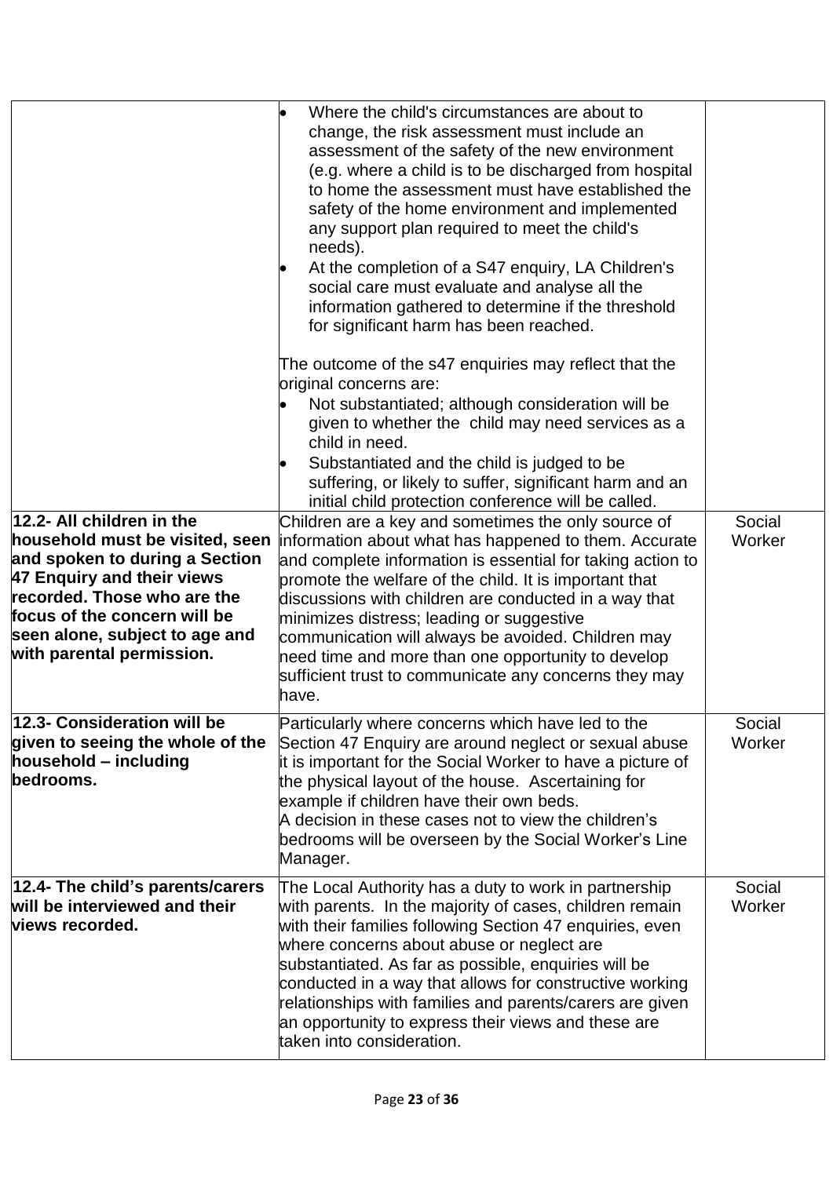| | | |
|---|---|---|
| | • Where the child's circumstances are about to change, the risk assessment must include an assessment of the safety of the new environment (e.g. where a child is to be discharged from hospital to home the assessment must have established the safety of the home environment and implemented any support plan required to meet the child's needs).<br>• At the completion of a S47 enquiry, LA Children's social care must evaluate and analyse all the information gathered to determine if the threshold for significant harm has been reached.<br><br>The outcome of the s47 enquiries may reflect that the original concerns are:<br>• Not substantiated; although consideration will be given to whether the child may need services as a child in need.<br>• Substantiated and the child is judged to be suffering, or likely to suffer, significant harm and an initial child protection conference will be called. | |
| **12.2- All children in the household must be visited, seen and spoken to during a Section 47 Enquiry and their views recorded. Those who are the focus of the concern will be seen alone, subject to age and with parental permission.** | Children are a key and sometimes the only source of information about what has happened to them. Accurate and complete information is essential for taking action to promote the welfare of the child. It is important that discussions with children are conducted in a way that minimizes distress; leading or suggestive communication will always be avoided. Children may need time and more than one opportunity to develop sufficient trust to communicate any concerns they may have. | Social Worker |
| **12.3- Consideration will be given to seeing the whole of the household – including bedrooms.** | Particularly where concerns which have led to the Section 47 Enquiry are around neglect or sexual abuse it is important for the Social Worker to have a picture of the physical layout of the house. Ascertaining for example if children have their own beds.<br>A decision in these cases not to view the children's bedrooms will be overseen by the Social Worker's Line Manager. | Social Worker |
| **12.4- The child's parents/carers will be interviewed and their views recorded.** | The Local Authority has a duty to work in partnership with parents. In the majority of cases, children remain with their families following Section 47 enquiries, even where concerns about abuse or neglect are substantiated. As far as possible, enquiries will be conducted in a way that allows for constructive working relationships with families and parents/carers are given an opportunity to express their views and these are taken into consideration. | Social Worker |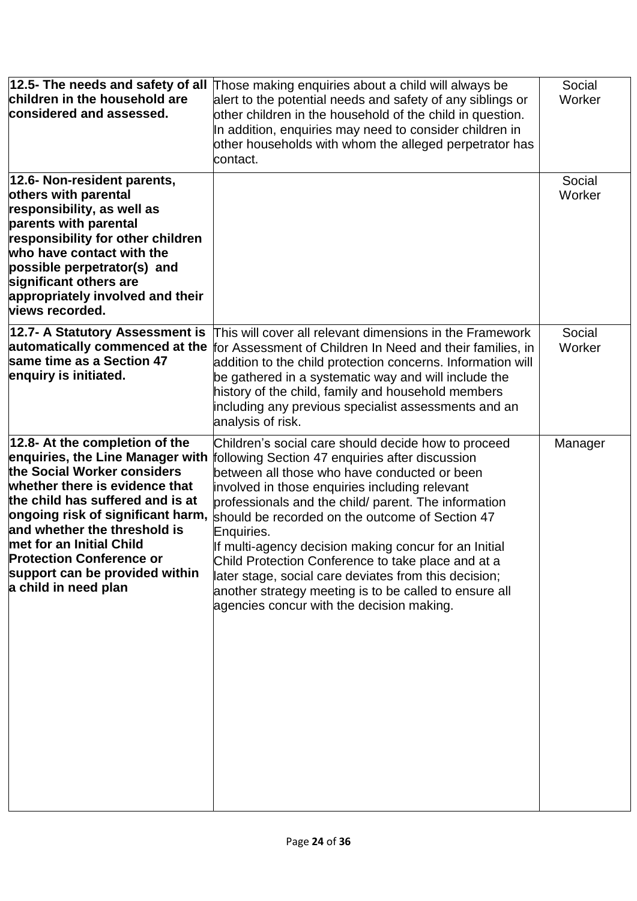| | | |
|---|---|---|
| **12.5- The needs and safety of all children in the household are considered and assessed.** | Those making enquiries about a child will always be alert to the potential needs and safety of any siblings or other children in the household of the child in question. In addition, enquiries may need to consider children in other households with whom the alleged perpetrator has contact. | Social Worker |
| **12.6- Non-resident parents, others with parental responsibility, as well as parents with parental responsibility for other children who have contact with the possible perpetrator(s) and significant others are appropriately involved and their views recorded.** | | Social Worker |
| **12.7- A Statutory Assessment is automatically commenced at the same time as a Section 47 enquiry is initiated.** | This will cover all relevant dimensions in the Framework for Assessment of Children In Need and their families, in addition to the child protection concerns. Information will be gathered in a systematic way and will include the history of the child, family and household members including any previous specialist assessments and an analysis of risk. | Social Worker |
| **12.8- At the completion of the enquiries, the Line Manager with the Social Worker considers whether there is evidence that the child has suffered and is at ongoing risk of significant harm, and whether the threshold is met for an Initial Child Protection Conference or support can be provided within a child in need plan** | Children's social care should decide how to proceed following Section 47 enquiries after discussion between all those who have conducted or been involved in those enquiries including relevant professionals and the child/ parent. The information should be recorded on the outcome of Section 47 Enquiries.<br>If multi-agency decision making concur for an Initial Child Protection Conference to take place and at a later stage, social care deviates from this decision; another strategy meeting is to be called to ensure all agencies concur with the decision making. | Manager |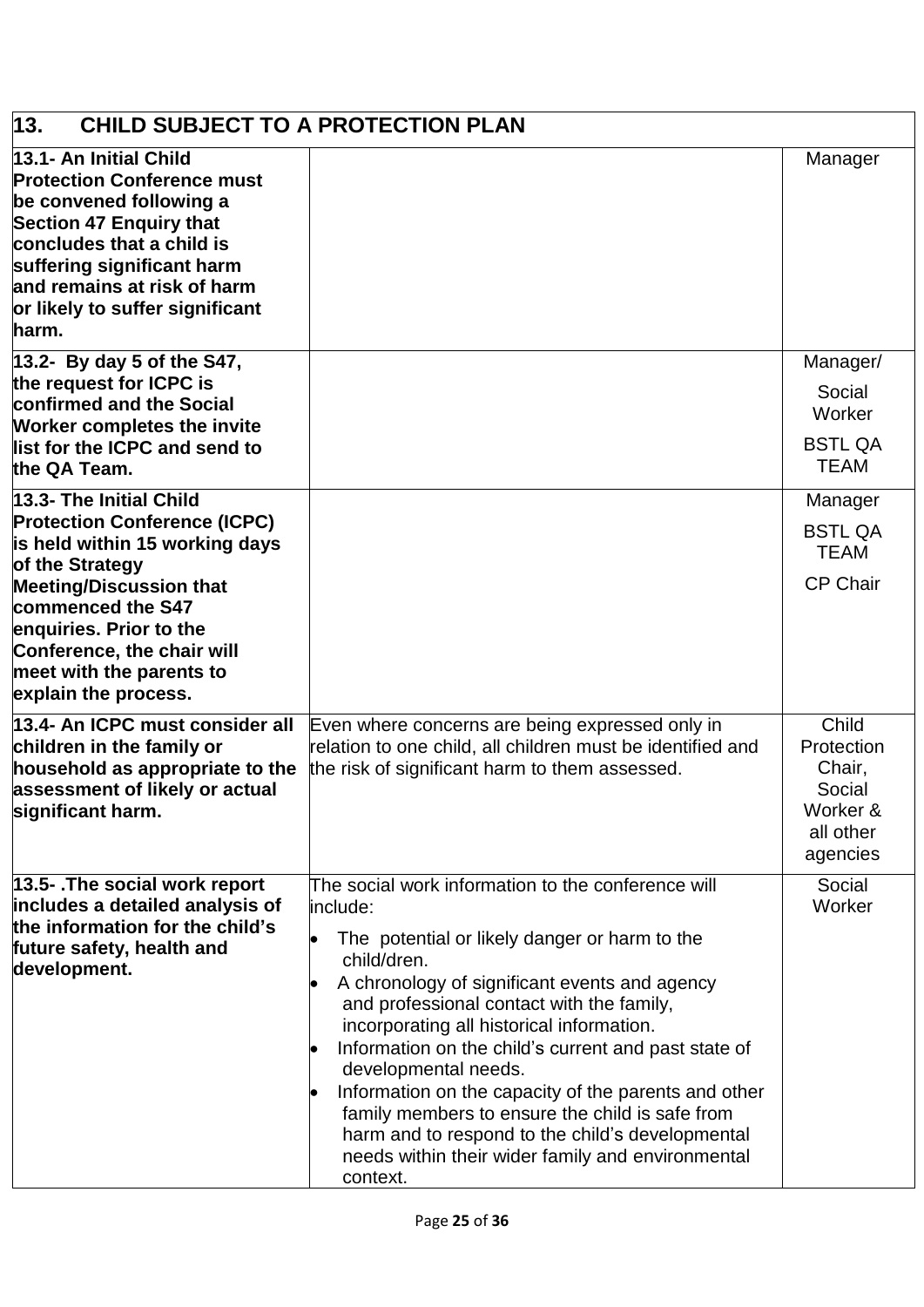| 13. CHILD SUBJECT TO A PROTECTION PLAN | | |
|---|---|---|
| **13.1- An Initial Child Protection Conference must be convened following a Section 47 Enquiry that concludes that a child is suffering significant harm and remains at risk of harm or likely to suffer significant harm.** | | Manager |
| **13.2- By day 5 of the S47, the request for ICPC is confirmed and the Social Worker completes the invite list for the ICPC and send to the QA Team.** | | Manager/<br>Social Worker<br>BSTL QA TEAM |
| **13.3- The Initial Child Protection Conference (ICPC) is held within 15 working days of the Strategy Meeting/Discussion that commenced the S47 enquiries. Prior to the Conference, the chair will meet with the parents to explain the process.** | | Manager<br>BSTL QA TEAM<br>CP Chair |
| **13.4- An ICPC must consider all children in the family or household as appropriate to the assessment of likely or actual significant harm.** | Even where concerns are being expressed only in relation to one child, all children must be identified and the risk of significant harm to them assessed. | Child Protection Chair, Social Worker & all other agencies |
| **13.5- .The social work report includes a detailed analysis of the information for the child's future safety, health and development.** | The social work information to the conference will include:<br>• The potential or likely danger or harm to the child/dren.<br>• A chronology of significant events and agency and professional contact with the family, incorporating all historical information.<br>• Information on the child's current and past state of developmental needs.<br>• Information on the capacity of the parents and other family members to ensure the child is safe from harm and to respond to the child's developmental needs within their wider family and environmental context. | Social Worker |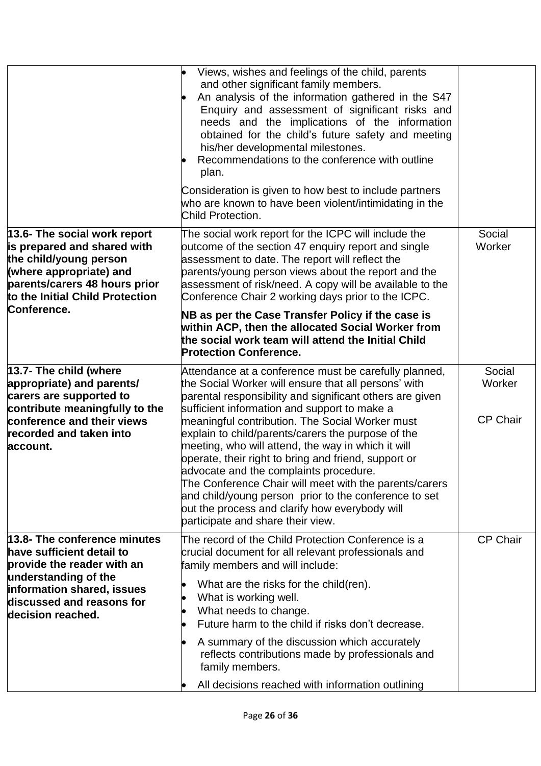| | | |
|---|---|---|
| | • Views, wishes and feelings of the child, parents and other significant family members.<br>• An analysis of the information gathered in the S47 Enquiry and assessment of significant risks and needs and the implications of the information obtained for the child's future safety and meeting his/her developmental milestones.<br>• Recommendations to the conference with outline plan.<br><br>Consideration is given to how best to include partners who are known to have been violent/intimidating in the Child Protection. | |
| **13.6- The social work report is prepared and shared with the child/young person (where appropriate) and parents/carers 48 hours prior to the Initial Child Protection Conference.** | The social work report for the ICPC will include the outcome of the section 47 enquiry report and single assessment to date. The report will reflect the parents/young person views about the report and the assessment of risk/need. A copy will be available to the Conference Chair 2 working days prior to the ICPC.<br><br>**NB as per the Case Transfer Policy if the case is within ACP, then the allocated Social Worker from the social work team will attend the Initial Child Protection Conference.** | Social Worker |
| **13.7- The child (where appropriate) and parents/ carers are supported to contribute meaningfully to the conference and their views recorded and taken into account.** | Attendance at a conference must be carefully planned, the Social Worker will ensure that all persons' with parental responsibility and significant others are given sufficient information and support to make a meaningful contribution. The Social Worker must explain to child/parents/carers the purpose of the meeting, who will attend, the way in which it will operate, their right to bring and friend, support or advocate and the complaints procedure.<br>The Conference Chair will meet with the parents/carers and child/young person prior to the conference to set out the process and clarify how everybody will participate and share their view. | Social Worker<br><br>CP Chair |
| **13.8- The conference minutes have sufficient detail to provide the reader with an understanding of the information shared, issues discussed and reasons for decision reached.** | The record of the Child Protection Conference is a crucial document for all relevant professionals and family members and will include:<br><br>• What are the risks for the child(ren).<br>• What is working well.<br>• What needs to change.<br>• Future harm to the child if risks don't decrease.<br><br>• A summary of the discussion which accurately reflects contributions made by professionals and family members.<br><br>• All decisions reached with information outlining | CP Chair |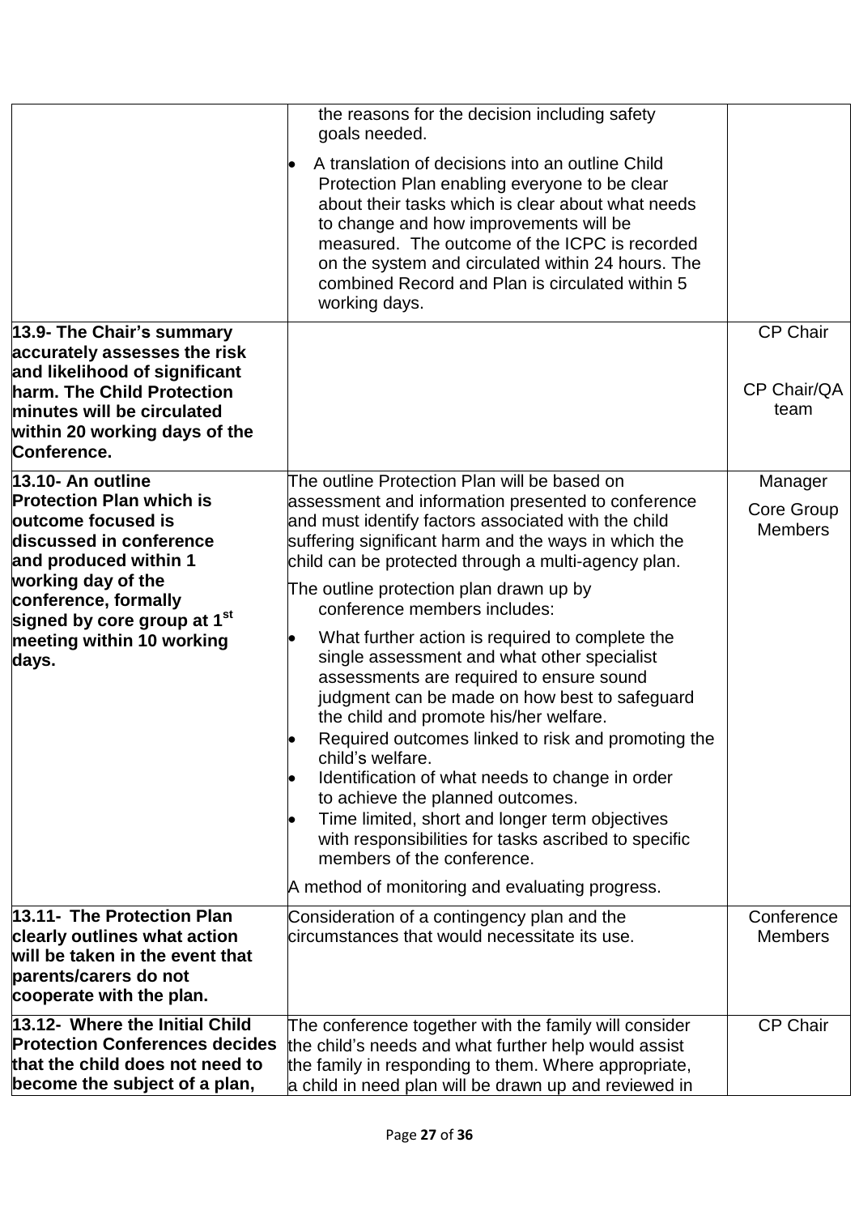| | | |
|---|---|---|
| | the reasons for the decision including safety goals needed.<br>• A translation of decisions into an outline Child Protection Plan enabling everyone to be clear about their tasks which is clear about what needs to change and how improvements will be measured. The outcome of the ICPC is recorded on the system and circulated within 24 hours. The combined Record and Plan is circulated within 5 working days. | |
| **13.9- The Chair's summary accurately assesses the risk and likelihood of significant harm. The Child Protection minutes will be circulated within 20 working days of the Conference.** | | CP Chair<br><br>CP Chair/QA team |
| **13.10- An outline Protection Plan which is outcome focused is discussed in conference and produced within 1 working day of the conference, formally signed by core group at 1st meeting within 10 working days.** | The outline Protection Plan will be based on assessment and information presented to conference and must identify factors associated with the child suffering significant harm and the ways in which the child can be protected through a multi-agency plan.<br>The outline protection plan drawn up by conference members includes:<br>• What further action is required to complete the single assessment and what other specialist assessments are required to ensure sound judgment can be made on how best to safeguard the child and promote his/her welfare.<br>• Required outcomes linked to risk and promoting the child's welfare.<br>• Identification of what needs to change in order to achieve the planned outcomes.<br>• Time limited, short and longer term objectives with responsibilities for tasks ascribed to specific members of the conference.<br>A method of monitoring and evaluating progress. | Manager<br>Core Group Members |
| **13.11- The Protection Plan clearly outlines what action will be taken in the event that parents/carers do not cooperate with the plan.** | Consideration of a contingency plan and the circumstances that would necessitate its use. | Conference Members |
| **13.12- Where the Initial Child Protection Conferences decides that the child does not need to become the subject of a plan,** | The conference together with the family will consider the child's needs and what further help would assist the family in responding to them. Where appropriate, a child in need plan will be drawn up and reviewed in | CP Chair |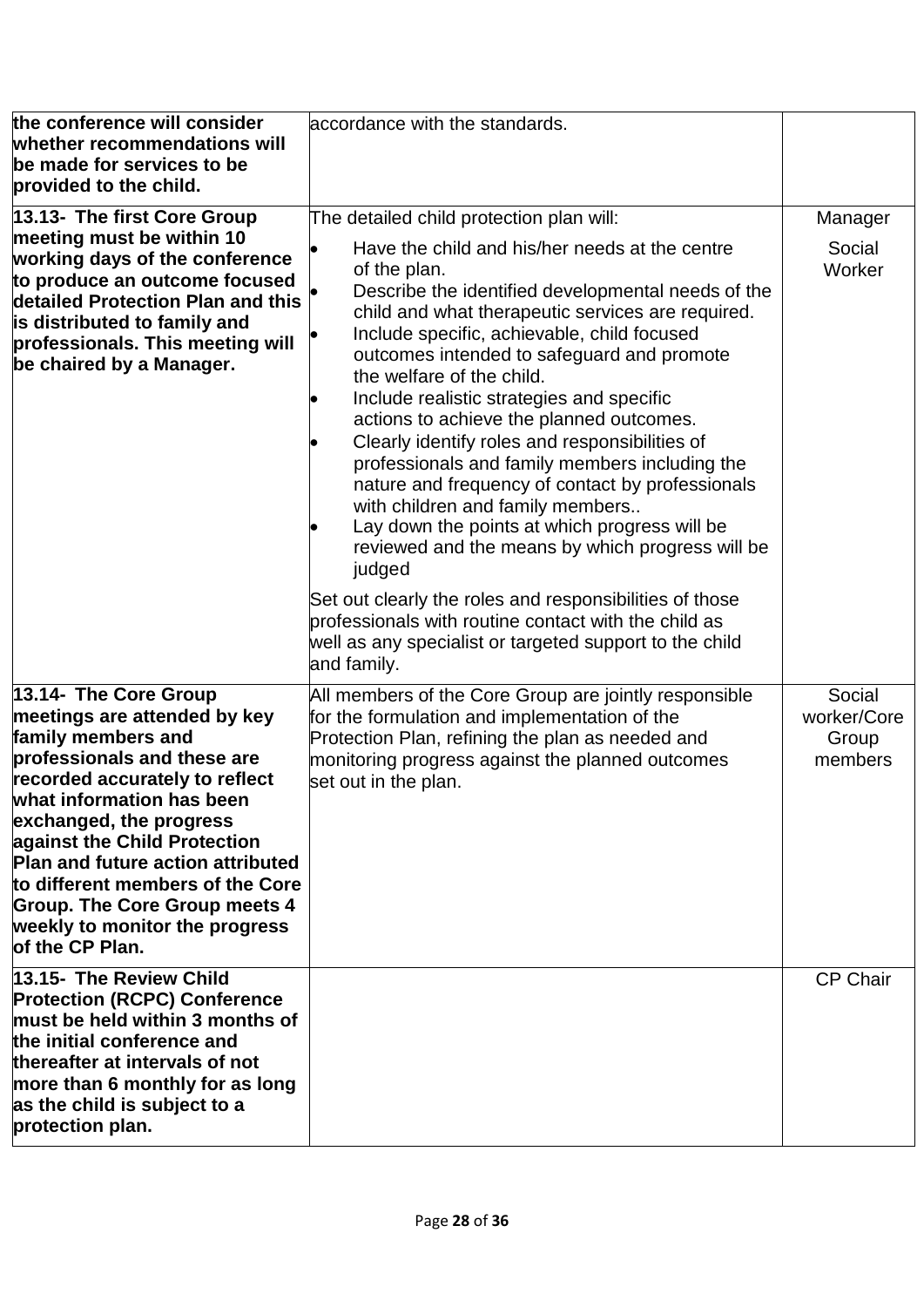| | | |
|---|---|---|
| **the conference will consider whether recommendations will be made for services to be provided to the child.** | accordance with the standards. | |
| **13.13- The first Core Group meeting must be within 10 working days of the conference to produce an outcome focused detailed Protection Plan and this is distributed to family and professionals. This meeting will be chaired by a Manager.** | The detailed child protection plan will:<br>• Have the child and his/her needs at the centre of the plan.<br>• Describe the identified developmental needs of the child and what therapeutic services are required.<br>• Include specific, achievable, child focused outcomes intended to safeguard and promote the welfare of the child.<br>• Include realistic strategies and specific actions to achieve the planned outcomes.<br>• Clearly identify roles and responsibilities of professionals and family members including the nature and frequency of contact by professionals with children and family members..<br>• Lay down the points at which progress will be reviewed and the means by which progress will be judged<br><br>Set out clearly the roles and responsibilities of those professionals with routine contact with the child as well as any specialist or targeted support to the child and family. | Manager<br><br>Social Worker |
| **13.14- The Core Group meetings are attended by key family members and professionals and these are recorded accurately to reflect what information has been exchanged, the progress against the Child Protection Plan and future action attributed to different members of the Core Group. The Core Group meets 4 weekly to monitor the progress of the CP Plan.** | All members of the Core Group are jointly responsible for the formulation and implementation of the Protection Plan, refining the plan as needed and monitoring progress against the planned outcomes set out in the plan. | Social worker/Core Group members |
| **13.15- The Review Child Protection (RCPC) Conference must be held within 3 months of the initial conference and thereafter at intervals of not more than 6 monthly for as long as the child is subject to a protection plan.** | | CP Chair |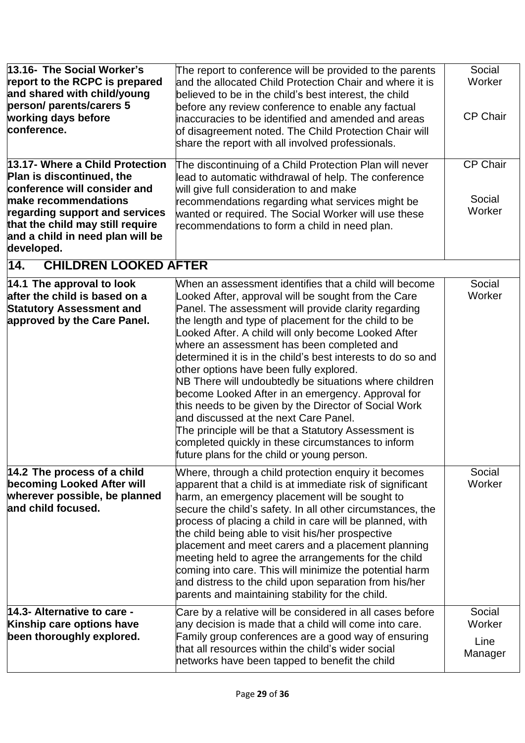| | | |
|---|---|---|
| **13.16- The Social Worker's report to the RCPC is prepared and shared with child/young person/ parents/carers 5 working days before conference.** | The report to conference will be provided to the parents and the allocated Child Protection Chair and where it is believed to be in the child's best interest, the child before any review conference to enable any factual inaccuracies to be identified and amended and areas of disagreement noted. The Child Protection Chair will share the report with all involved professionals. | Social Worker<br><br>CP Chair |
| **13.17- Where a Child Protection Plan is discontinued, the conference will consider and make recommendations regarding support and services that the child may still require and a child in need plan will be developed.** | The discontinuing of a Child Protection Plan will never lead to automatic withdrawal of help. The conference will give full consideration to and make recommendations regarding what services might be wanted or required. The Social Worker will use these recommendations to form a child in need plan. | CP Chair<br><br>Social Worker |
| **14. CHILDREN LOOKED AFTER** | | |
| **14.1 The approval to look after the child is based on a Statutory Assessment and approved by the Care Panel.** | When an assessment identifies that a child will become Looked After, approval will be sought from the Care Panel. The assessment will provide clarity regarding the length and type of placement for the child to be Looked After. A child will only become Looked After where an assessment has been completed and determined it is in the child's best interests to do so and other options have been fully explored.<br>NB There will undoubtedly be situations where children become Looked After in an emergency. Approval for this needs to be given by the Director of Social Work and discussed at the next Care Panel.<br>The principle will be that a Statutory Assessment is completed quickly in these circumstances to inform future plans for the child or young person. | Social Worker |
| **14.2 The process of a child becoming Looked After will wherever possible, be planned and child focused.** | Where, through a child protection enquiry it becomes apparent that a child is at immediate risk of significant harm, an emergency placement will be sought to secure the child's safety. In all other circumstances, the process of placing a child in care will be planned, with the child being able to visit his/her prospective placement and meet carers and a placement planning meeting held to agree the arrangements for the child coming into care. This will minimize the potential harm and distress to the child upon separation from his/her parents and maintaining stability for the child. | Social Worker |
| **14.3- Alternative to care - Kinship care options have been thoroughly explored.** | Care by a relative will be considered in all cases before any decision is made that a child will come into care. Family group conferences are a good way of ensuring that all resources within the child's wider social networks have been tapped to benefit the child | Social Worker<br><br>Line Manager |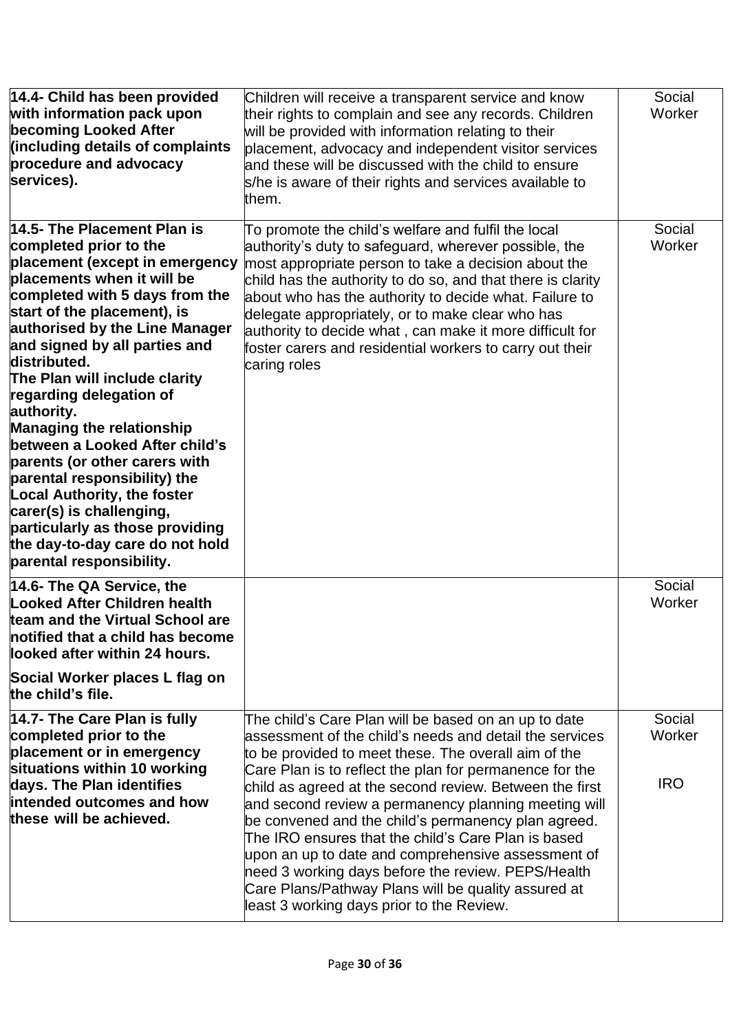| | | |
|---|---|---|
| **14.4- Child has been provided with information pack upon becoming Looked After (including details of complaints procedure and advocacy services).** | Children will receive a transparent service and know their rights to complain and see any records. Children will be provided with information relating to their placement, advocacy and independent visitor services and these will be discussed with the child to ensure s/he is aware of their rights and services available to them. | Social Worker |
| **14.5- The Placement Plan is completed prior to the placement (except in emergency placements when it will be completed with 5 days from the start of the placement), is authorised by the Line Manager and signed by all parties and distributed.**<br>**The Plan will include clarity regarding delegation of authority.**<br>**Managing the relationship between a Looked After child's parents (or other carers with parental responsibility) the Local Authority, the foster carer(s) is challenging, particularly as those providing the day-to-day care do not hold parental responsibility.** | To promote the child's welfare and fulfil the local authority's duty to safeguard, wherever possible, the most appropriate person to take a decision about the child has the authority to do so, and that there is clarity about who has the authority to decide what. Failure to delegate appropriately, or to make clear who has authority to decide what , can make it more difficult for foster carers and residential workers to carry out their caring roles | Social Worker |
| **14.6- The QA Service, the Looked After Children health team and the Virtual School are notified that a child has become looked after within 24 hours.**<br>**Social Worker places L flag on the child's file.** | | Social Worker |
| **14.7- The Care Plan is fully completed prior to the placement or in emergency situations within 10 working days. The Plan identifies intended outcomes and how these will be achieved.** | The child's Care Plan will be based on an up to date assessment of the child's needs and detail the services to be provided to meet these. The overall aim of the Care Plan is to reflect the plan for permanence for the child as agreed at the second review. Between the first and second review a permanency planning meeting will be convened and the child's permanency plan agreed. The IRO ensures that the child's Care Plan is based upon an up to date and comprehensive assessment of need 3 working days before the review. PEPS/Health Care Plans/Pathway Plans will be quality assured at least 3 working days prior to the Review. | Social Worker<br><br>IRO |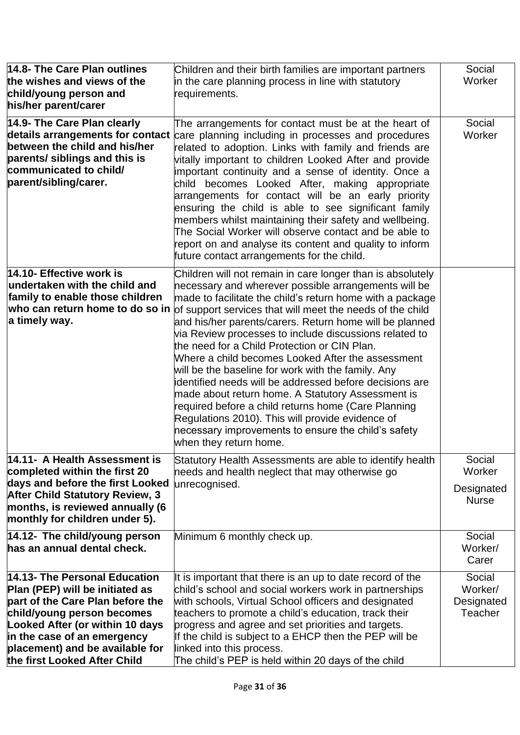| | | |
|---|---|---|
| **14.8- The Care Plan outlines the wishes and views of the child/young person and his/her parent/carer** | Children and their birth families are important partners in the care planning process in line with statutory requirements. | Social Worker |
| **14.9- The Care Plan clearly details arrangements for contact between the child and his/her parents/ siblings and this is communicated to child/ parent/sibling/carer.** | The arrangements for contact must be at the heart of care planning including in processes and procedures related to adoption. Links with family and friends are vitally important to children Looked After and provide important continuity and a sense of identity. Once a child becomes Looked After, making appropriate arrangements for contact will be an early priority ensuring the child is able to see significant family members whilst maintaining their safety and wellbeing. The Social Worker will observe contact and be able to report on and analyse its content and quality to inform future contact arrangements for the child. | Social Worker |
| **14.10- Effective work is undertaken with the child and family to enable those children who can return home to do so in a timely way.** | Children will not remain in care longer than is absolutely necessary and wherever possible arrangements will be made to facilitate the child's return home with a package of support services that will meet the needs of the child and his/her parents/carers. Return home will be planned via Review processes to include discussions related to the need for a Child Protection or CIN Plan.<br>Where a child becomes Looked After the assessment will be the baseline for work with the family. Any identified needs will be addressed before decisions are made about return home. A Statutory Assessment is required before a child returns home (Care Planning Regulations 2010). This will provide evidence of necessary improvements to ensure the child's safety when they return home. | |
| **14.11- A Health Assessment is completed within the first 20 days and before the first Looked After Child Statutory Review, 3 months, is reviewed annually (6 monthly for children under 5).** | Statutory Health Assessments are able to identify health needs and health neglect that may otherwise go unrecognised. | Social Worker<br>Designated Nurse |
| **14.12- The child/young person has an annual dental check.** | Minimum 6 monthly check up. | Social Worker/ Carer |
| **14.13- The Personal Education Plan (PEP) will be initiated as part of the Care Plan before the child/young person becomes Looked After (or within 10 days in the case of an emergency placement) and be available for the first Looked After Child** | It is important that there is an up to date record of the child's school and social workers work in partnerships with schools, Virtual School officers and designated teachers to promote a child's education, track their progress and agree and set priorities and targets.<br>If the child is subject to a EHCP then the PEP will be linked into this process.<br>The child's PEP is held within 20 days of the child | Social Worker/ Designated Teacher |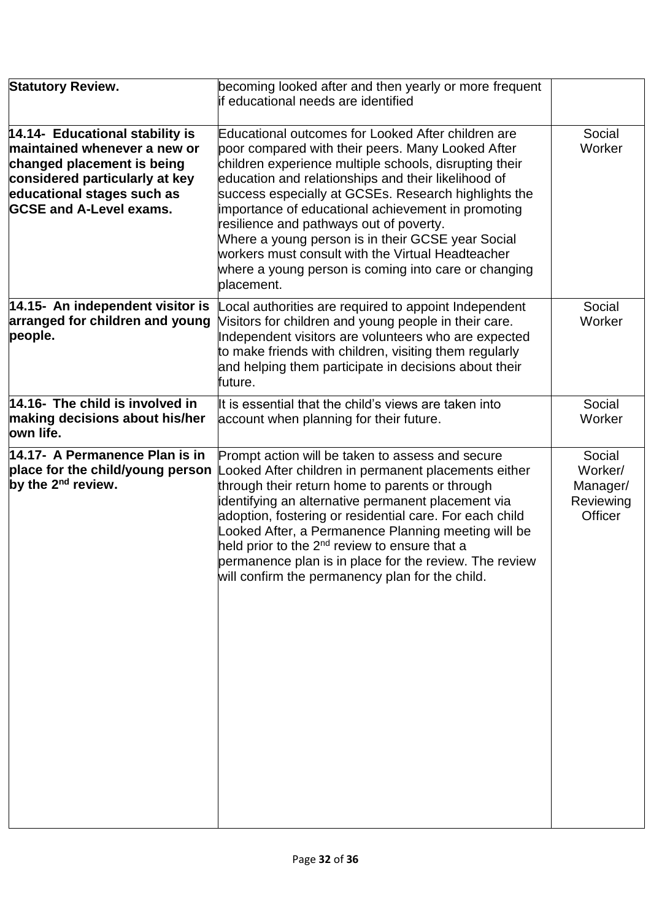| | | |
|---|---|---|
| **Statutory Review.** | becoming looked after and then yearly or more frequent if educational needs are identified | |
| **14.14- Educational stability is maintained whenever a new or changed placement is being considered particularly at key educational stages such as GCSE and A-Level exams.** | Educational outcomes for Looked After children are poor compared with their peers. Many Looked After children experience multiple schools, disrupting their education and relationships and their likelihood of success especially at GCSEs. Research highlights the importance of educational achievement in promoting resilience and pathways out of poverty.<br>Where a young person is in their GCSE year Social workers must consult with the Virtual Headteacher where a young person is coming into care or changing placement. | Social Worker |
| **14.15- An independent visitor is arranged for children and young people.** | Local authorities are required to appoint Independent Visitors for children and young people in their care. Independent visitors are volunteers who are expected to make friends with children, visiting them regularly and helping them participate in decisions about their future. | Social Worker |
| **14.16- The child is involved in making decisions about his/her own life.** | It is essential that the child's views are taken into account when planning for their future. | Social Worker |
| **14.17- A Permanence Plan is in place for the child/young person by the 2nd review.** | Prompt action will be taken to assess and secure Looked After children in permanent placements either through their return home to parents or through identifying an alternative permanent placement via adoption, fostering or residential care. For each child Looked After, a Permanence Planning meeting will be held prior to the 2nd review to ensure that a permanence plan is in place for the review. The review will confirm the permanency plan for the child. | Social Worker/ Manager/ Reviewing Officer |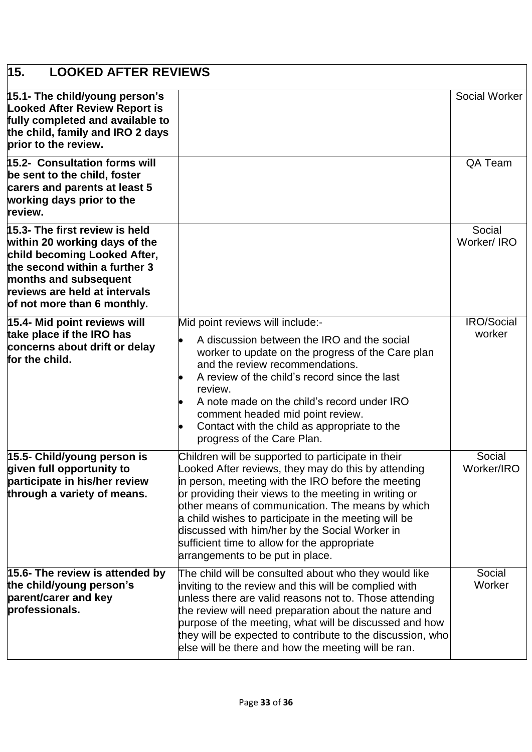| 15. LOOKED AFTER REVIEWS | | |
|---|---|---|
| **15.1- The child/young person's Looked After Review Report is fully completed and available to the child, family and IRO 2 days prior to the review.** | | Social Worker |
| **15.2- Consultation forms will be sent to the child, foster carers and parents at least 5 working days prior to the review.** | | QA Team |
| **15.3- The first review is held within 20 working days of the child becoming Looked After, the second within a further 3 months and subsequent reviews are held at intervals of not more than 6 monthly.** | | Social Worker/ IRO |
| **15.4- Mid point reviews will take place if the IRO has concerns about drift or delay for the child.** | Mid point reviews will include:- <br>• A discussion between the IRO and the social worker to update on the progress of the Care plan and the review recommendations.<br>• A review of the child's record since the last review.<br>• A note made on the child's record under IRO comment headed mid point review.<br>• Contact with the child as appropriate to the progress of the Care Plan. | IRO/Social worker |
| **15.5- Child/young person is given full opportunity to participate in his/her review through a variety of means.** | Children will be supported to participate in their Looked After reviews, they may do this by attending in person, meeting with the IRO before the meeting or providing their views to the meeting in writing or other means of communication. The means by which a child wishes to participate in the meeting will be discussed with him/her by the Social Worker in sufficient time to allow for the appropriate arrangements to be put in place. | Social Worker/IRO |
| **15.6- The review is attended by the child/young person's parent/carer and key professionals.** | The child will be consulted about who they would like inviting to the review and this will be complied with unless there are valid reasons not to. Those attending the review will need preparation about the nature and purpose of the meeting, what will be discussed and how they will be expected to contribute to the discussion, who else will be there and how the meeting will be ran. | Social Worker |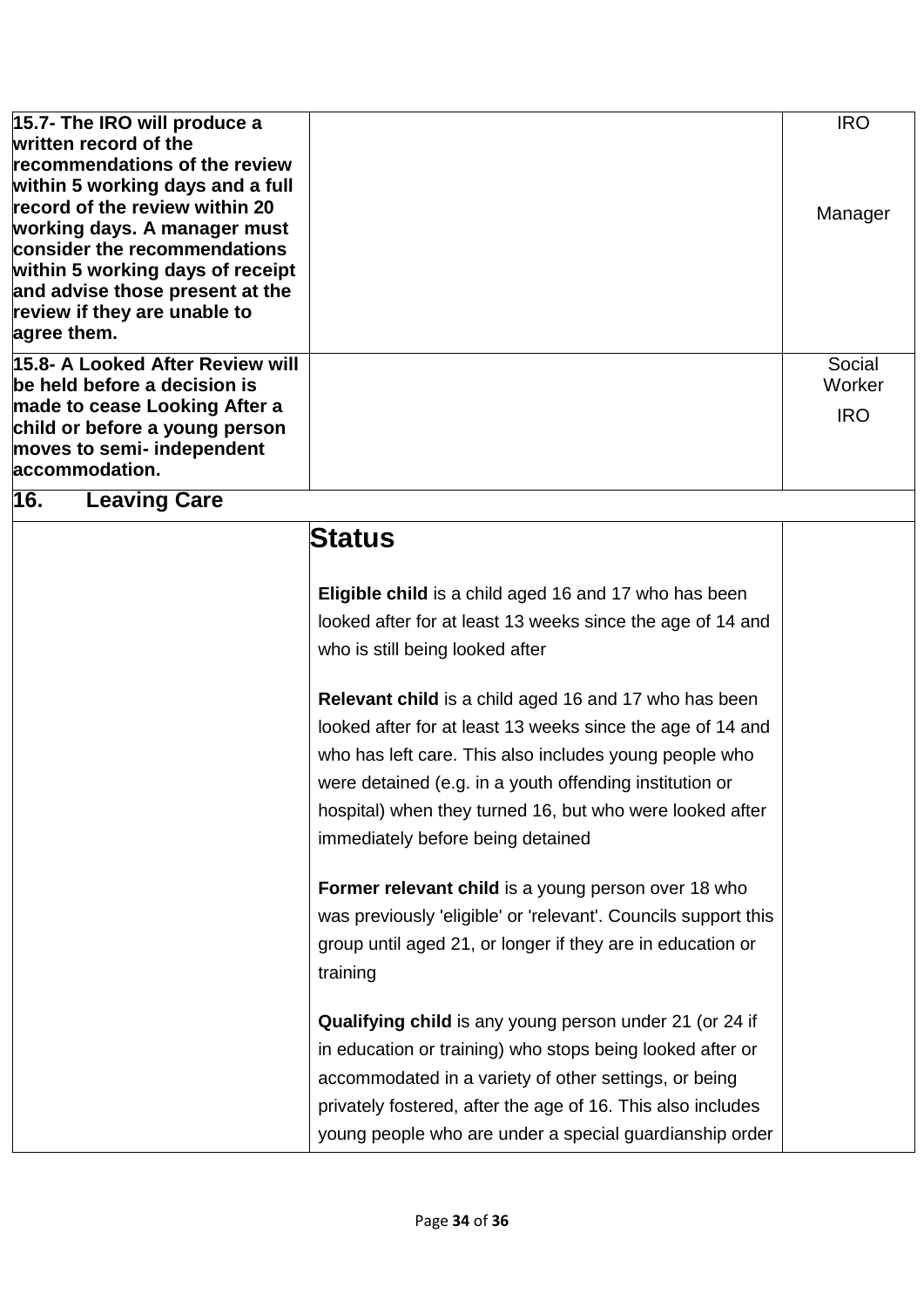| | | |
|---|---|---|
| **15.7- The IRO will produce a written record of the recommendations of the review within 5 working days and a full record of the review within 20 working days. A manager must consider the recommendations within 5 working days of receipt and advise those present at the review if they are unable to agree them.** | | IRO<br><br>Manager |
| **15.8- A Looked After Review will be held before a decision is made to cease Looking After a child or before a young person moves to semi- independent accommodation.** | | Social Worker<br><br>IRO |

## 16. Leaving Care

| | | |
|---|---|---|
| | **Status**<br><br>**Eligible child** is a child aged 16 and 17 who has been looked after for at least 13 weeks since the age of 14 and who is still being looked after<br><br>**Relevant child** is a child aged 16 and 17 who has been looked after for at least 13 weeks since the age of 14 and who has left care. This also includes young people who were detained (e.g. in a youth offending institution or hospital) when they turned 16, but who were looked after immediately before being detained<br><br>**Former relevant child** is a young person over 18 who was previously 'eligible' or 'relevant'. Councils support this group until aged 21, or longer if they are in education or training<br><br>**Qualifying child** is any young person under 21 (or 24 if in education or training) who stops being looked after or accommodated in a variety of other settings, or being privately fostered, after the age of 16. This also includes young people who are under a special guardianship order | |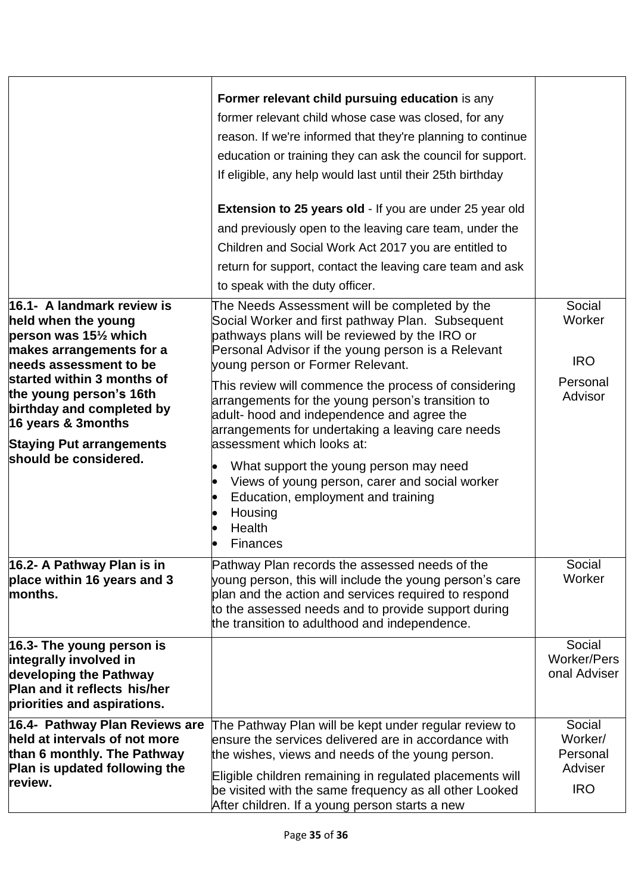| | | |
|---|---|---|
| | **Former relevant child pursuing education** is any former relevant child whose case was closed, for any reason. If we're informed that they're planning to continue education or training they can ask the council for support. If eligible, any help would last until their 25th birthday<br><br>**Extension to 25 years old** - If you are under 25 year old and previously open to the leaving care team, under the Children and Social Work Act 2017 you are entitled to return for support, contact the leaving care team and ask to speak with the duty officer. | |
| **16.1- A landmark review is held when the young person was 15½ which makes arrangements for a needs assessment to be started within 3 months of the young person's 16th birthday and completed by 16 years & 3months**<br><br>**Staying Put arrangements should be considered.** | The Needs Assessment will be completed by the Social Worker and first pathway Plan. Subsequent pathways plans will be reviewed by the IRO or Personal Advisor if the young person is a Relevant young person or Former Relevant.<br><br>This review will commence the process of considering arrangements for the young person's transition to adult- hood and independence and agree the arrangements for undertaking a leaving care needs assessment which looks at:<br><br>• What support the young person may need<br>• Views of young person, carer and social worker<br>• Education, employment and training<br>• Housing<br>• Health<br>• Finances | Social Worker<br><br>IRO<br><br>Personal Advisor |
| **16.2- A Pathway Plan is in place within 16 years and 3 months.** | Pathway Plan records the assessed needs of the young person, this will include the young person's care plan and the action and services required to respond to the assessed needs and to provide support during the transition to adulthood and independence. | Social Worker |
| **16.3- The young person is integrally involved in developing the Pathway Plan and it reflects his/her priorities and aspirations.** | | Social Worker/Personal Adviser |
| **16.4- Pathway Plan Reviews are held at intervals of not more than 6 monthly. The Pathway Plan is updated following the review.** | The Pathway Plan will be kept under regular review to ensure the services delivered are in accordance with the wishes, views and needs of the young person.<br><br>Eligible children remaining in regulated placements will be visited with the same frequency as all other Looked After children. If a young person starts a new | Social Worker/ Personal Adviser<br><br>IRO |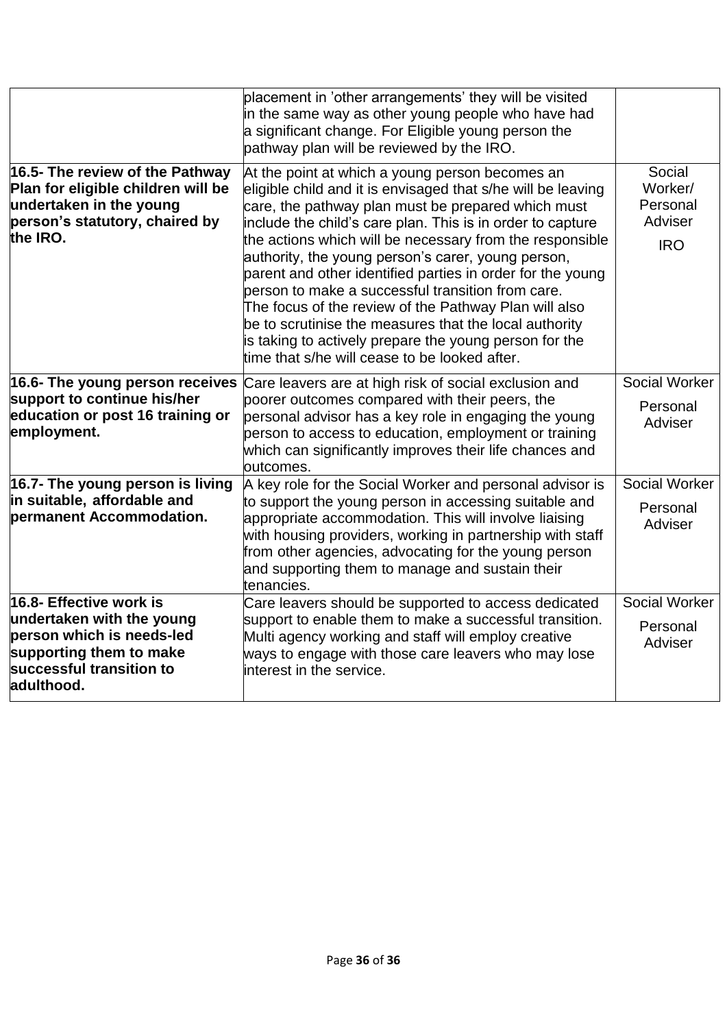| | | |
|---|---|---|
| | placement in 'other arrangements' they will be visited in the same way as other young people who have had a significant change. For Eligible young person the pathway plan will be reviewed by the IRO. | |
| **16.5- The review of the Pathway Plan for eligible children will be undertaken in the young person's statutory, chaired by the IRO.** | At the point at which a young person becomes an eligible child and it is envisaged that s/he will be leaving care, the pathway plan must be prepared which must include the child's care plan. This is in order to capture the actions which will be necessary from the responsible authority, the young person's carer, young person, parent and other identified parties in order for the young person to make a successful transition from care.<br>The focus of the review of the Pathway Plan will also be to scrutinise the measures that the local authority is taking to actively prepare the young person for the time that s/he will cease to be looked after. | Social Worker/ Personal Adviser<br>IRO |
| **16.6- The young person receives support to continue his/her education or post 16 training or employment.** | Care leavers are at high risk of social exclusion and poorer outcomes compared with their peers, the personal advisor has a key role in engaging the young person to access to education, employment or training which can significantly improves their life chances and outcomes. | Social Worker<br>Personal Adviser |
| **16.7- The young person is living in suitable, affordable and permanent Accommodation.** | A key role for the Social Worker and personal advisor is to support the young person in accessing suitable and appropriate accommodation. This will involve liaising with housing providers, working in partnership with staff from other agencies, advocating for the young person and supporting them to manage and sustain their tenancies. | Social Worker<br>Personal Adviser |
| **16.8- Effective work is undertaken with the young person which is needs-led supporting them to make successful transition to adulthood.** | Care leavers should be supported to access dedicated support to enable them to make a successful transition. Multi agency working and staff will employ creative ways to engage with those care leavers who may lose interest in the service. | Social Worker<br>Personal Adviser |